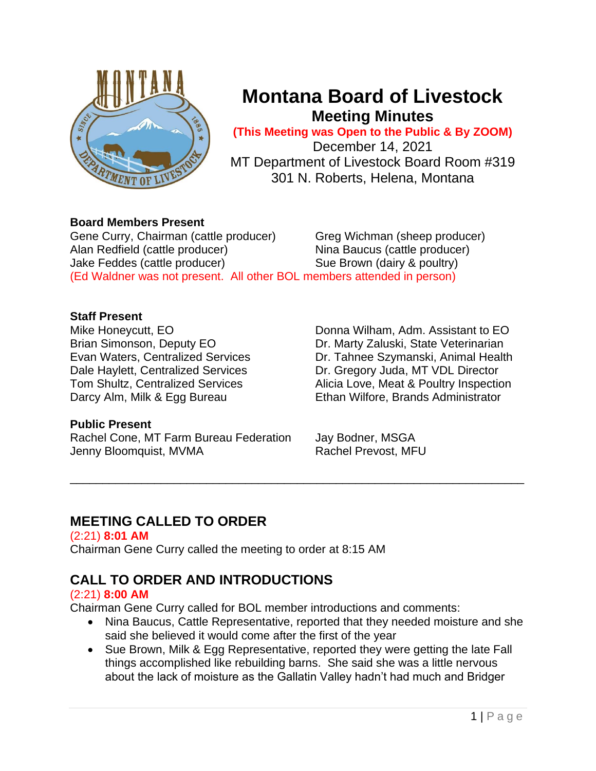# Montana Board of Livestock

## Meeting Minutes

**(This Meeting was Open to the Public & By ZOOM)**

December 14, 2021
MT Department of Livestock Board Room #319
301 N. Roberts, Helena, Montana

**Board Members Present**

Gene Curry, Chairman (cattle producer)
Alan Redfield (cattle producer)
Jake Feddes (cattle producer)
Greg Wichman (sheep producer)
Nina Baucus (cattle producer)
Sue Brown (dairy & poultry)

(Ed Waldner was not present. All other BOL members attended in person)

**Staff Present**

Mike Honeycutt, EO
Brian Simonson, Deputy EO
Evan Waters, Centralized Services
Dale Haylett, Centralized Services
Tom Shultz, Centralized Services
Darcy Alm, Milk & Egg Bureau
Donna Wilham, Adm. Assistant to EO
Dr. Marty Zaluski, State Veterinarian
Dr. Tahnee Szymanski, Animal Health
Dr. Gregory Juda, MT VDL Director
Alicia Love, Meat & Poultry Inspection
Ethan Wilfore, Brands Administrator

**Public Present**

Rachel Cone, MT Farm Bureau Federation
Jenny Bloomquist, MVMA
Jay Bodner, MSGA
Rachel Prevost, MFU

---

## MEETING CALLED TO ORDER

(2:21) **8:01 AM**

Chairman Gene Curry called the meeting to order at 8:15 AM

## CALL TO ORDER AND INTRODUCTIONS

(2:21) **8:00 AM**

Chairman Gene Curry called for BOL member introductions and comments:

- Nina Baucus, Cattle Representative, reported that they needed moisture and she said she believed it would come after the first of the year
- Sue Brown, Milk & Egg Representative, reported they were getting the late Fall things accomplished like rebuilding barns. She said she was a little nervous about the lack of moisture as the Gallatin Valley hadn't had much and Bridger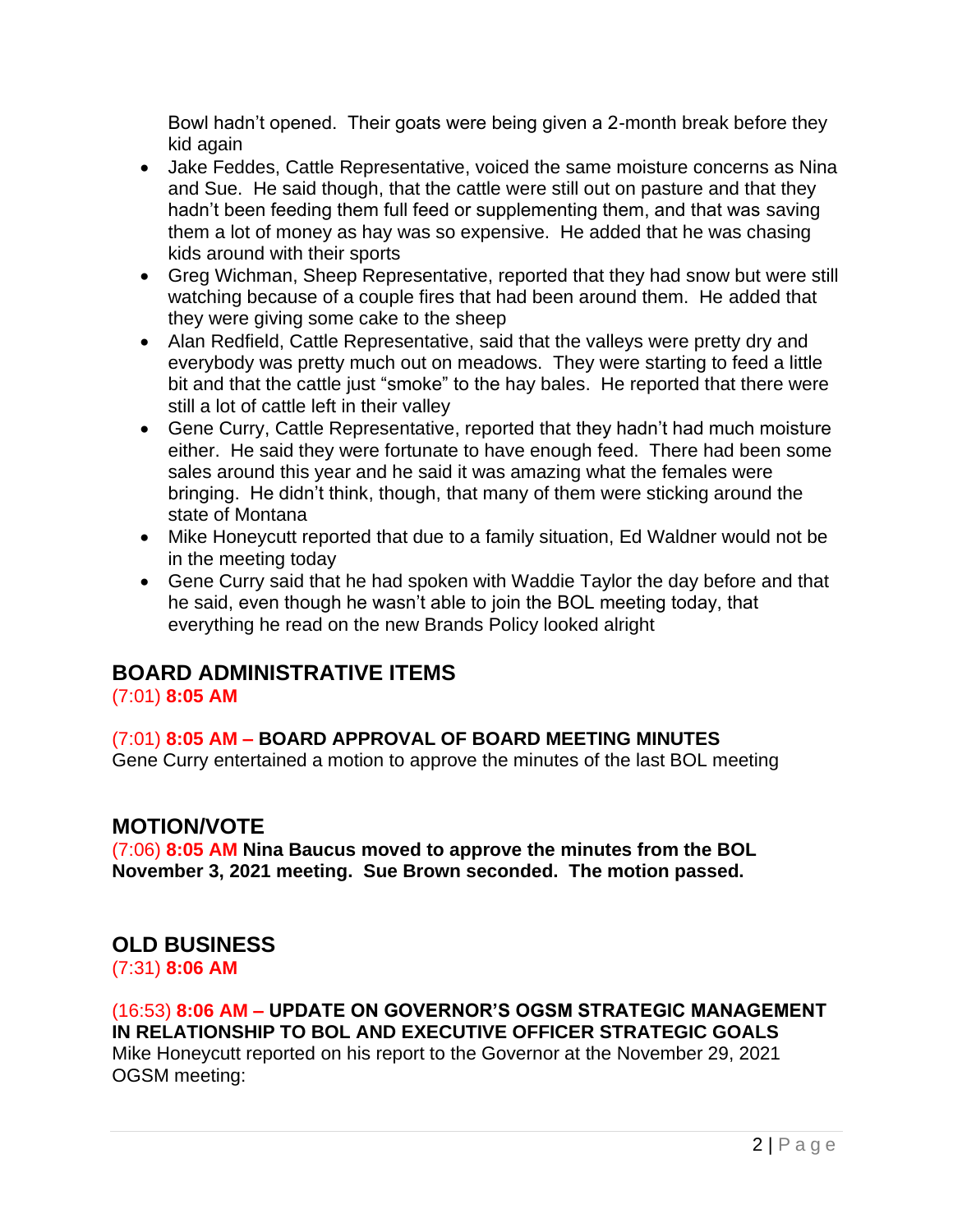Bowl hadn't opened. Their goats were being given a 2-month break before they kid again

- Jake Feddes, Cattle Representative, voiced the same moisture concerns as Nina and Sue. He said though, that the cattle were still out on pasture and that they hadn't been feeding them full feed or supplementing them, and that was saving them a lot of money as hay was so expensive. He added that he was chasing kids around with their sports
- Greg Wichman, Sheep Representative, reported that they had snow but were still watching because of a couple fires that had been around them. He added that they were giving some cake to the sheep
- Alan Redfield, Cattle Representative, said that the valleys were pretty dry and everybody was pretty much out on meadows. They were starting to feed a little bit and that the cattle just "smoke" to the hay bales. He reported that there were still a lot of cattle left in their valley
- Gene Curry, Cattle Representative, reported that they hadn't had much moisture either. He said they were fortunate to have enough feed. There had been some sales around this year and he said it was amazing what the females were bringing. He didn't think, though, that many of them were sticking around the state of Montana
- Mike Honeycutt reported that due to a family situation, Ed Waldner would not be in the meeting today
- Gene Curry said that he had spoken with Waddie Taylor the day before and that he said, even though he wasn't able to join the BOL meeting today, that everything he read on the new Brands Policy looked alright

## BOARD ADMINISTRATIVE ITEMS

(7:01) **8:05 AM**

(7:01) **8:05 AM – BOARD APPROVAL OF BOARD MEETING MINUTES**
Gene Curry entertained a motion to approve the minutes of the last BOL meeting

## MOTION/VOTE

(7:06) **8:05 AM Nina Baucus moved to approve the minutes from the BOL November 3, 2021 meeting. Sue Brown seconded. The motion passed.**

## OLD BUSINESS

(7:31) **8:06 AM**

(16:53) **8:06 AM – UPDATE ON GOVERNOR'S OGSM STRATEGIC MANAGEMENT IN RELATIONSHIP TO BOL AND EXECUTIVE OFFICER STRATEGIC GOALS**
Mike Honeycutt reported on his report to the Governor at the November 29, 2021 OGSM meeting: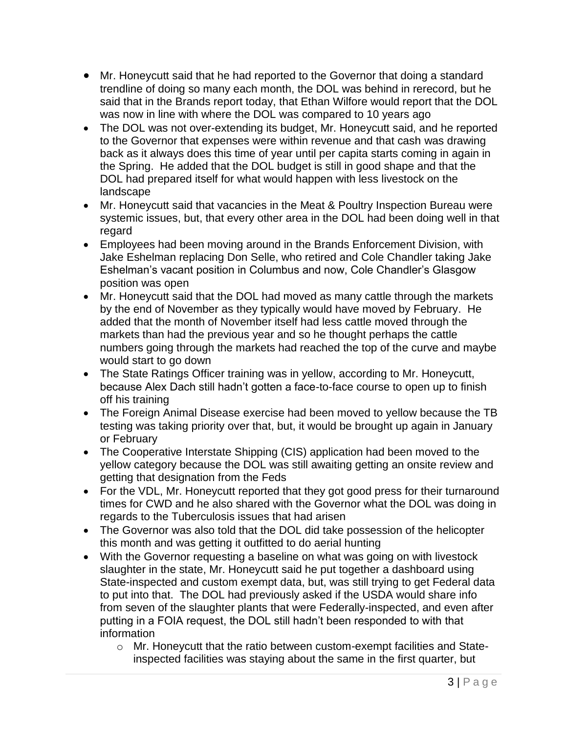- Mr. Honeycutt said that he had reported to the Governor that doing a standard trendline of doing so many each month, the DOL was behind in rerecord, but he said that in the Brands report today, that Ethan Wilfore would report that the DOL was now in line with where the DOL was compared to 10 years ago
- The DOL was not over-extending its budget, Mr. Honeycutt said, and he reported to the Governor that expenses were within revenue and that cash was drawing back as it always does this time of year until per capita starts coming in again in the Spring. He added that the DOL budget is still in good shape and that the DOL had prepared itself for what would happen with less livestock on the landscape
- Mr. Honeycutt said that vacancies in the Meat & Poultry Inspection Bureau were systemic issues, but, that every other area in the DOL had been doing well in that regard
- Employees had been moving around in the Brands Enforcement Division, with Jake Eshelman replacing Don Selle, who retired and Cole Chandler taking Jake Eshelman's vacant position in Columbus and now, Cole Chandler's Glasgow position was open
- Mr. Honeycutt said that the DOL had moved as many cattle through the markets by the end of November as they typically would have moved by February. He added that the month of November itself had less cattle moved through the markets than had the previous year and so he thought perhaps the cattle numbers going through the markets had reached the top of the curve and maybe would start to go down
- The State Ratings Officer training was in yellow, according to Mr. Honeycutt, because Alex Dach still hadn't gotten a face-to-face course to open up to finish off his training
- The Foreign Animal Disease exercise had been moved to yellow because the TB testing was taking priority over that, but, it would be brought up again in January or February
- The Cooperative Interstate Shipping (CIS) application had been moved to the yellow category because the DOL was still awaiting getting an onsite review and getting that designation from the Feds
- For the VDL, Mr. Honeycutt reported that they got good press for their turnaround times for CWD and he also shared with the Governor what the DOL was doing in regards to the Tuberculosis issues that had arisen
- The Governor was also told that the DOL did take possession of the helicopter this month and was getting it outfitted to do aerial hunting
- With the Governor requesting a baseline on what was going on with livestock slaughter in the state, Mr. Honeycutt said he put together a dashboard using State-inspected and custom exempt data, but, was still trying to get Federal data to put into that. The DOL had previously asked if the USDA would share info from seven of the slaughter plants that were Federally-inspected, and even after putting in a FOIA request, the DOL still hadn't been responded to with that information
  - Mr. Honeycutt that the ratio between custom-exempt facilities and State-inspected facilities was staying about the same in the first quarter, but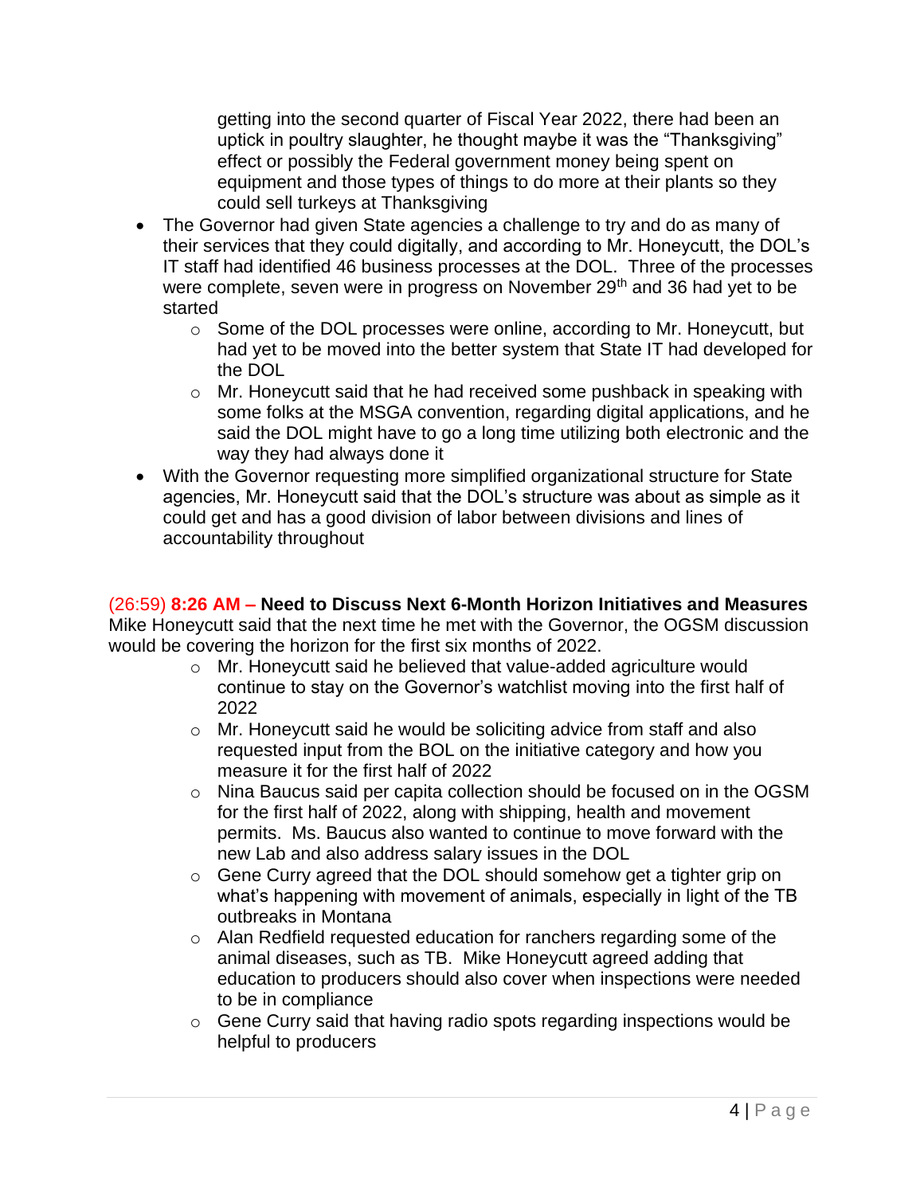- getting into the second quarter of Fiscal Year 2022, there had been an uptick in poultry slaughter, he thought maybe it was the "Thanksgiving" effect or possibly the Federal government money being spent on equipment and those types of things to do more at their plants so they could sell turkeys at Thanksgiving

- The Governor had given State agencies a challenge to try and do as many of their services that they could digitally, and according to Mr. Honeycutt, the DOL's IT staff had identified 46 business processes at the DOL. Three of the processes were complete, seven were in progress on November 29th and 36 had yet to be started
    - Some of the DOL processes were online, according to Mr. Honeycutt, but had yet to be moved into the better system that State IT had developed for the DOL
    - Mr. Honeycutt said that he had received some pushback in speaking with some folks at the MSGA convention, regarding digital applications, and he said the DOL might have to go a long time utilizing both electronic and the way they had always done it
- With the Governor requesting more simplified organizational structure for State agencies, Mr. Honeycutt said that the DOL's structure was about as simple as it could get and has a good division of labor between divisions and lines of accountability throughout

(26:59) **8:26 AM – Need to Discuss Next 6-Month Horizon Initiatives and Measures**

Mike Honeycutt said that the next time he met with the Governor, the OGSM discussion would be covering the horizon for the first six months of 2022.

- Mr. Honeycutt said he believed that value-added agriculture would continue to stay on the Governor's watchlist moving into the first half of 2022
- Mr. Honeycutt said he would be soliciting advice from staff and also requested input from the BOL on the initiative category and how you measure it for the first half of 2022
- Nina Baucus said per capita collection should be focused on in the OGSM for the first half of 2022, along with shipping, health and movement permits. Ms. Baucus also wanted to continue to move forward with the new Lab and also address salary issues in the DOL
- Gene Curry agreed that the DOL should somehow get a tighter grip on what's happening with movement of animals, especially in light of the TB outbreaks in Montana
- Alan Redfield requested education for ranchers regarding some of the animal diseases, such as TB. Mike Honeycutt agreed adding that education to producers should also cover when inspections were needed to be in compliance
- Gene Curry said that having radio spots regarding inspections would be helpful to producers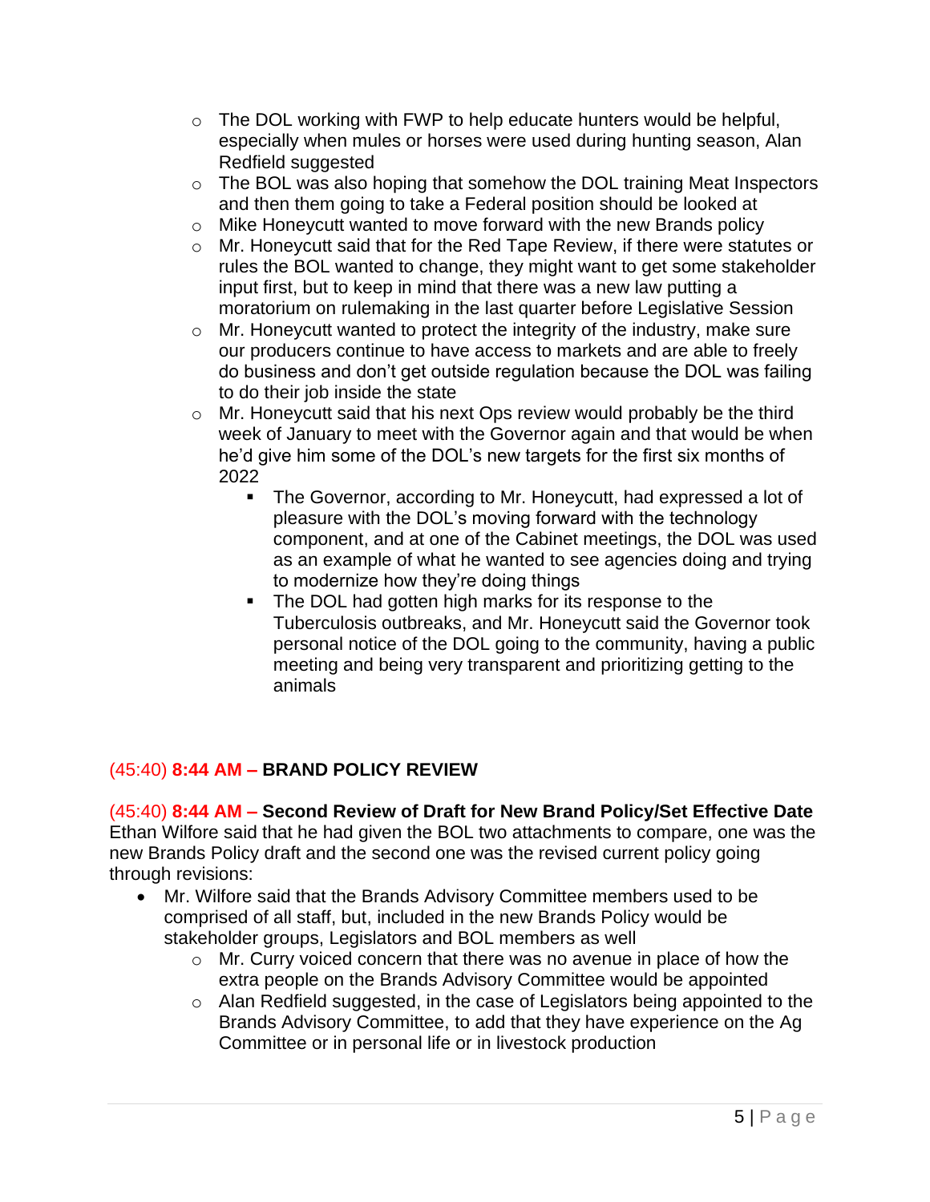- The DOL working with FWP to help educate hunters would be helpful, especially when mules or horses were used during hunting season, Alan Redfield suggested
- The BOL was also hoping that somehow the DOL training Meat Inspectors and then them going to take a Federal position should be looked at
- Mike Honeycutt wanted to move forward with the new Brands policy
- Mr. Honeycutt said that for the Red Tape Review, if there were statutes or rules the BOL wanted to change, they might want to get some stakeholder input first, but to keep in mind that there was a new law putting a moratorium on rulemaking in the last quarter before Legislative Session
- Mr. Honeycutt wanted to protect the integrity of the industry, make sure our producers continue to have access to markets and are able to freely do business and don't get outside regulation because the DOL was failing to do their job inside the state
- Mr. Honeycutt said that his next Ops review would probably be the third week of January to meet with the Governor again and that would be when he'd give him some of the DOL's new targets for the first six months of 2022
    - The Governor, according to Mr. Honeycutt, had expressed a lot of pleasure with the DOL's moving forward with the technology component, and at one of the Cabinet meetings, the DOL was used as an example of what he wanted to see agencies doing and trying to modernize how they're doing things
    - The DOL had gotten high marks for its response to the Tuberculosis outbreaks, and Mr. Honeycutt said the Governor took personal notice of the DOL going to the community, having a public meeting and being very transparent and prioritizing getting to the animals

## (45:40) **8:44 AM – BRAND POLICY REVIEW**

### (45:40) **8:44 AM – Second Review of Draft for New Brand Policy/Set Effective Date**

Ethan Wilfore said that he had given the BOL two attachments to compare, one was the new Brands Policy draft and the second one was the revised current policy going through revisions:

- Mr. Wilfore said that the Brands Advisory Committee members used to be comprised of all staff, but, included in the new Brands Policy would be stakeholder groups, Legislators and BOL members as well
    - Mr. Curry voiced concern that there was no avenue in place of how the extra people on the Brands Advisory Committee would be appointed
    - Alan Redfield suggested, in the case of Legislators being appointed to the Brands Advisory Committee, to add that they have experience on the Ag Committee or in personal life or in livestock production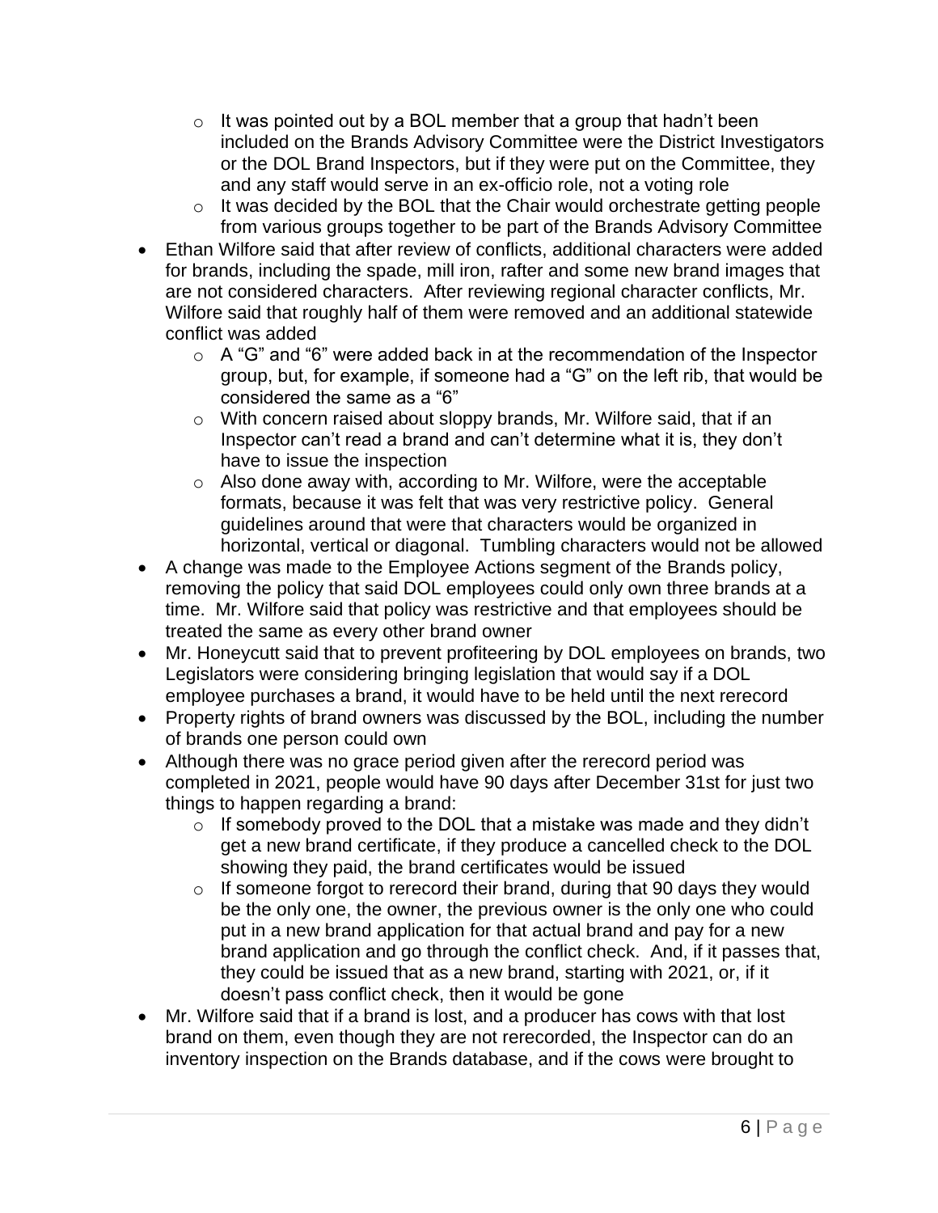- It was pointed out by a BOL member that a group that hadn't been included on the Brands Advisory Committee were the District Investigators or the DOL Brand Inspectors, but if they were put on the Committee, they and any staff would serve in an ex-officio role, not a voting role
  - It was decided by the BOL that the Chair would orchestrate getting people from various groups together to be part of the Brands Advisory Committee
- Ethan Wilfore said that after review of conflicts, additional characters were added for brands, including the spade, mill iron, rafter and some new brand images that are not considered characters. After reviewing regional character conflicts, Mr. Wilfore said that roughly half of them were removed and an additional statewide conflict was added
  - A "G" and "6" were added back in at the recommendation of the Inspector group, but, for example, if someone had a "G" on the left rib, that would be considered the same as a "6"
  - With concern raised about sloppy brands, Mr. Wilfore said, that if an Inspector can't read a brand and can't determine what it is, they don't have to issue the inspection
  - Also done away with, according to Mr. Wilfore, were the acceptable formats, because it was felt that was very restrictive policy. General guidelines around that were that characters would be organized in horizontal, vertical or diagonal. Tumbling characters would not be allowed
- A change was made to the Employee Actions segment of the Brands policy, removing the policy that said DOL employees could only own three brands at a time. Mr. Wilfore said that policy was restrictive and that employees should be treated the same as every other brand owner
- Mr. Honeycutt said that to prevent profiteering by DOL employees on brands, two Legislators were considering bringing legislation that would say if a DOL employee purchases a brand, it would have to be held until the next rerecord
- Property rights of brand owners was discussed by the BOL, including the number of brands one person could own
- Although there was no grace period given after the rerecord period was completed in 2021, people would have 90 days after December 31st for just two things to happen regarding a brand:
  - If somebody proved to the DOL that a mistake was made and they didn't get a new brand certificate, if they produce a cancelled check to the DOL showing they paid, the brand certificates would be issued
  - If someone forgot to rerecord their brand, during that 90 days they would be the only one, the owner, the previous owner is the only one who could put in a new brand application for that actual brand and pay for a new brand application and go through the conflict check. And, if it passes that, they could be issued that as a new brand, starting with 2021, or, if it doesn't pass conflict check, then it would be gone
- Mr. Wilfore said that if a brand is lost, and a producer has cows with that lost brand on them, even though they are not rerecorded, the Inspector can do an inventory inspection on the Brands database, and if the cows were brought to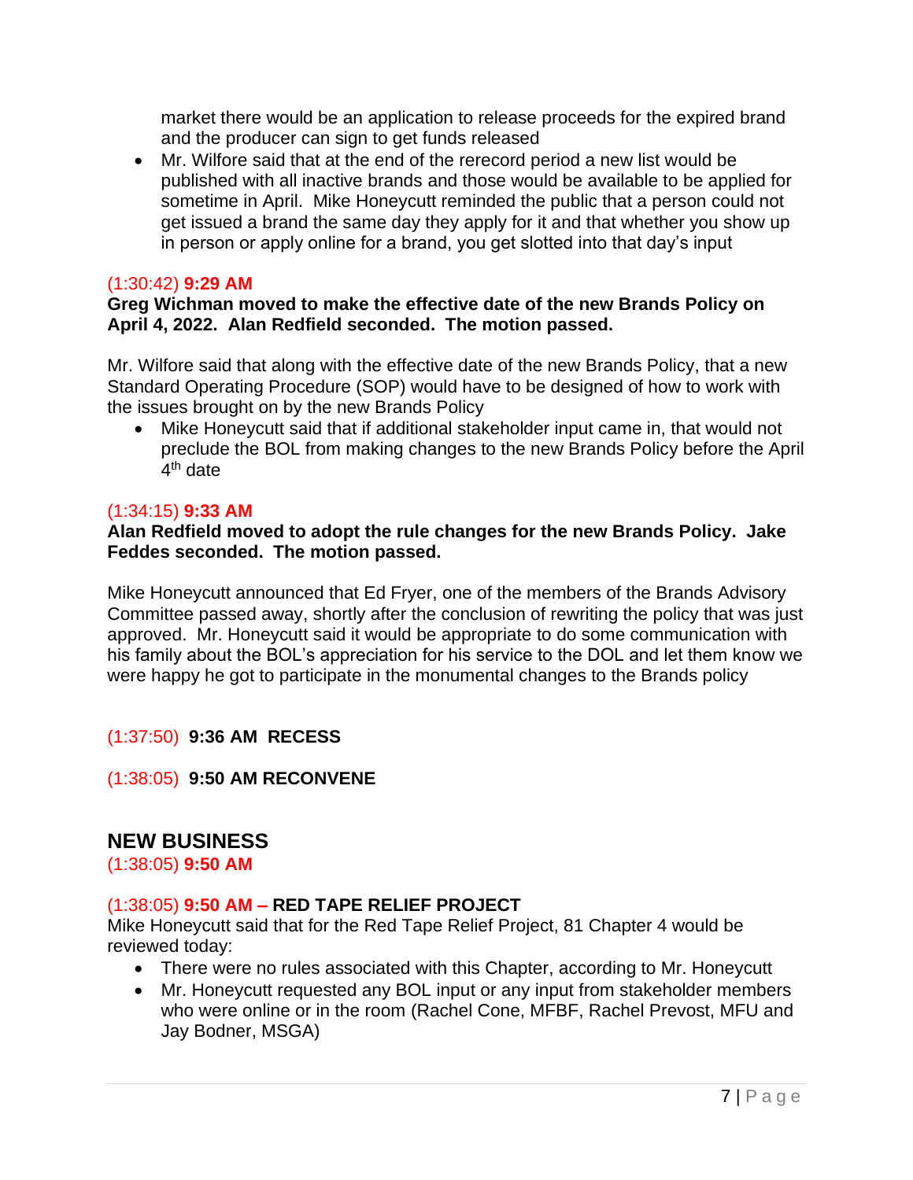market there would be an application to release proceeds for the expired brand and the producer can sign to get funds released

- Mr. Wilfore said that at the end of the rerecord period a new list would be published with all inactive brands and those would be available to be applied for sometime in April. Mike Honeycutt reminded the public that a person could not get issued a brand the same day they apply for it and that whether you show up in person or apply online for a brand, you get slotted into that day's input

(1:30:42) **9:29 AM**

**Greg Wichman moved to make the effective date of the new Brands Policy on April 4, 2022. Alan Redfield seconded. The motion passed.**

Mr. Wilfore said that along with the effective date of the new Brands Policy, that a new Standard Operating Procedure (SOP) would have to be designed of how to work with the issues brought on by the new Brands Policy

- Mike Honeycutt said that if additional stakeholder input came in, that would not preclude the BOL from making changes to the new Brands Policy before the April 4th date

(1:34:15) **9:33 AM**

**Alan Redfield moved to adopt the rule changes for the new Brands Policy. Jake Feddes seconded. The motion passed.**

Mike Honeycutt announced that Ed Fryer, one of the members of the Brands Advisory Committee passed away, shortly after the conclusion of rewriting the policy that was just approved. Mr. Honeycutt said it would be appropriate to do some communication with his family about the BOL's appreciation for his service to the DOL and let them know we were happy he got to participate in the monumental changes to the Brands policy

(1:37:50) **9:36 AM RECESS**

(1:38:05) **9:50 AM RECONVENE**

## NEW BUSINESS

(1:38:05) **9:50 AM**

(1:38:05) **9:50 AM – RED TAPE RELIEF PROJECT**

Mike Honeycutt said that for the Red Tape Relief Project, 81 Chapter 4 would be reviewed today:

- There were no rules associated with this Chapter, according to Mr. Honeycutt
- Mr. Honeycutt requested any BOL input or any input from stakeholder members who were online or in the room (Rachel Cone, MFBF, Rachel Prevost, MFU and Jay Bodner, MSGA)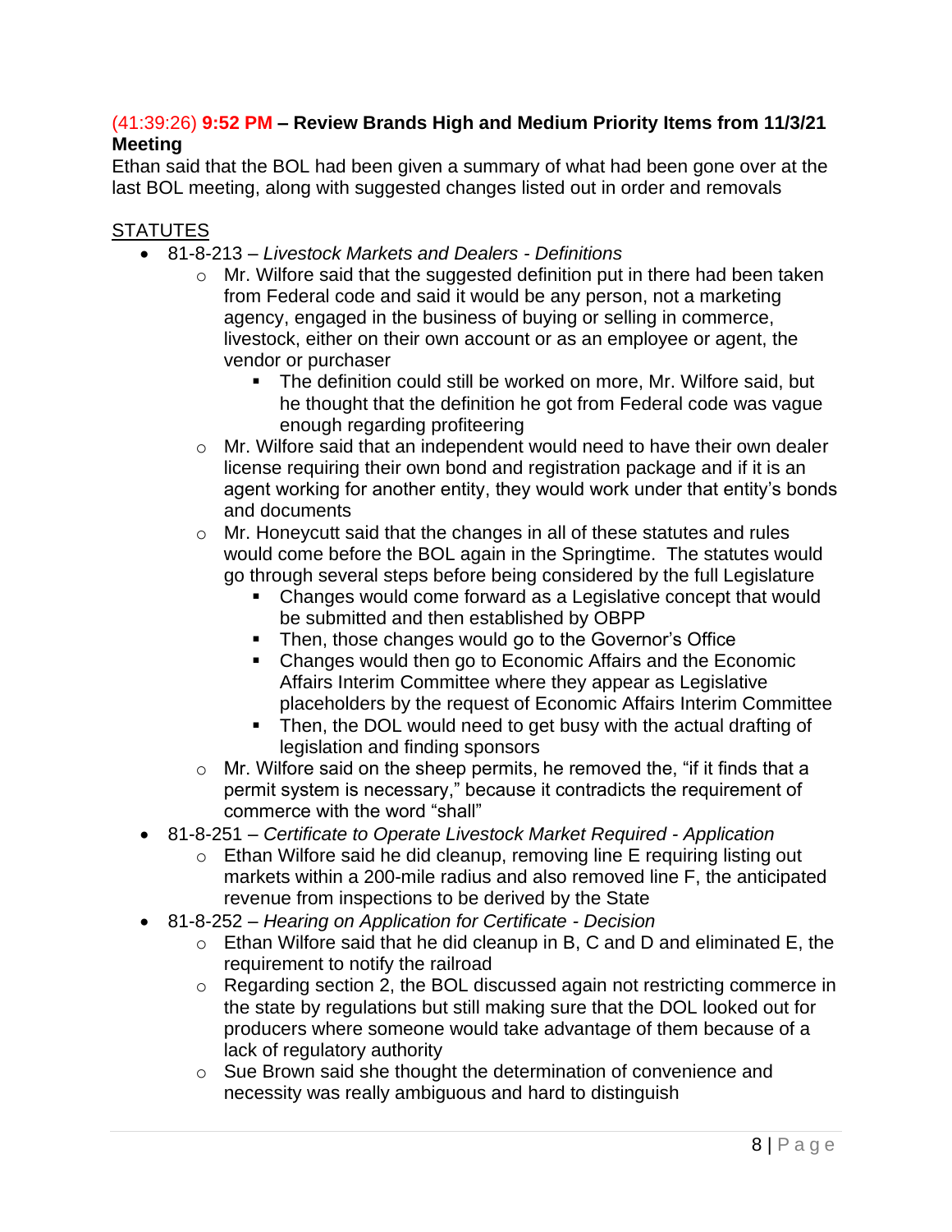**(41:39:26) 9:52 PM – Review Brands High and Medium Priority Items from 11/3/21 Meeting**

Ethan said that the BOL had been given a summary of what had been gone over at the last BOL meeting, along with suggested changes listed out in order and removals

<u>STATUTES</u>

- 81-8-213 – *Livestock Markets and Dealers - Definitions*
  - Mr. Wilfore said that the suggested definition put in there had been taken from Federal code and said it would be any person, not a marketing agency, engaged in the business of buying or selling in commerce, livestock, either on their own account or as an employee or agent, the vendor or purchaser
    - The definition could still be worked on more, Mr. Wilfore said, but he thought that the definition he got from Federal code was vague enough regarding profiteering
  - Mr. Wilfore said that an independent would need to have their own dealer license requiring their own bond and registration package and if it is an agent working for another entity, they would work under that entity's bonds and documents
  - Mr. Honeycutt said that the changes in all of these statutes and rules would come before the BOL again in the Springtime. The statutes would go through several steps before being considered by the full Legislature
    - Changes would come forward as a Legislative concept that would be submitted and then established by OBPP
    - Then, those changes would go to the Governor's Office
    - Changes would then go to Economic Affairs and the Economic Affairs Interim Committee where they appear as Legislative placeholders by the request of Economic Affairs Interim Committee
    - Then, the DOL would need to get busy with the actual drafting of legislation and finding sponsors
  - Mr. Wilfore said on the sheep permits, he removed the, "if it finds that a permit system is necessary," because it contradicts the requirement of commerce with the word "shall"
- 81-8-251 – *Certificate to Operate Livestock Market Required - Application*
  - Ethan Wilfore said he did cleanup, removing line E requiring listing out markets within a 200-mile radius and also removed line F, the anticipated revenue from inspections to be derived by the State
- 81-8-252 – *Hearing on Application for Certificate - Decision*
  - Ethan Wilfore said that he did cleanup in B, C and D and eliminated E, the requirement to notify the railroad
  - Regarding section 2, the BOL discussed again not restricting commerce in the state by regulations but still making sure that the DOL looked out for producers where someone would take advantage of them because of a lack of regulatory authority
  - Sue Brown said she thought the determination of convenience and necessity was really ambiguous and hard to distinguish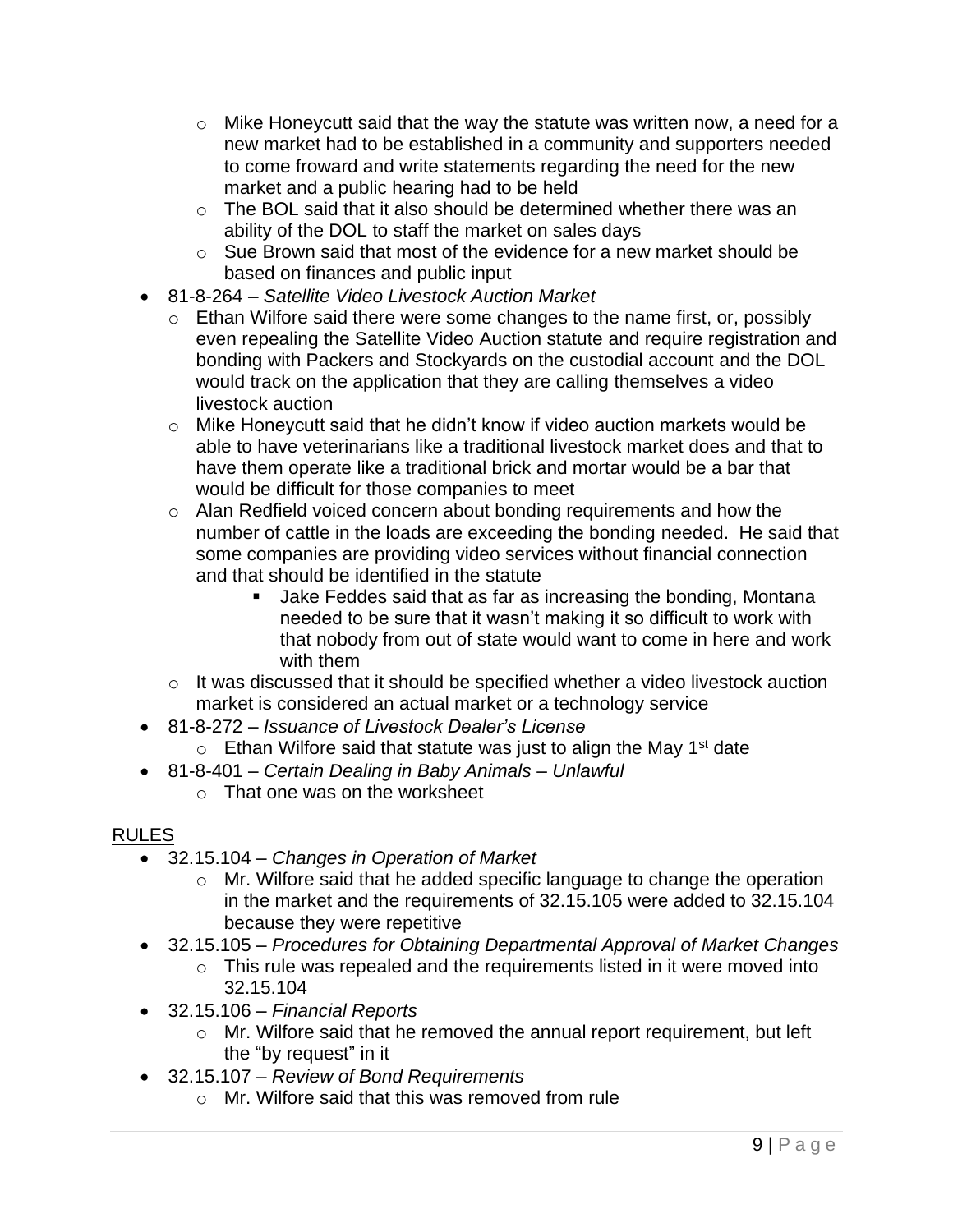- Mike Honeycutt said that the way the statute was written now, a need for a new market had to be established in a community and supporters needed to come froward and write statements regarding the need for the new market and a public hearing had to be held
   - The BOL said that it also should be determined whether there was an ability of the DOL to staff the market on sales days
   - Sue Brown said that most of the evidence for a new market should be based on finances and public input
- 81-8-264 – *Satellite Video Livestock Auction Market*
   - Ethan Wilfore said there were some changes to the name first, or, possibly even repealing the Satellite Video Auction statute and require registration and bonding with Packers and Stockyards on the custodial account and the DOL would track on the application that they are calling themselves a video livestock auction
   - Mike Honeycutt said that he didn't know if video auction markets would be able to have veterinarians like a traditional livestock market does and that to have them operate like a traditional brick and mortar would be a bar that would be difficult for those companies to meet
   - Alan Redfield voiced concern about bonding requirements and how the number of cattle in the loads are exceeding the bonding needed. He said that some companies are providing video services without financial connection and that should be identified in the statute
      - Jake Feddes said that as far as increasing the bonding, Montana needed to be sure that it wasn't making it so difficult to work with that nobody from out of state would want to come in here and work with them
   - It was discussed that it should be specified whether a video livestock auction market is considered an actual market or a technology service
- 81-8-272 – *Issuance of Livestock Dealer's License*
   - Ethan Wilfore said that statute was just to align the May 1st date
- 81-8-401 – *Certain Dealing in Baby Animals – Unlawful*
   - That one was on the worksheet

RULES

- 32.15.104 – *Changes in Operation of Market*
   - Mr. Wilfore said that he added specific language to change the operation in the market and the requirements of 32.15.105 were added to 32.15.104 because they were repetitive
- 32.15.105 – *Procedures for Obtaining Departmental Approval of Market Changes*
   - This rule was repealed and the requirements listed in it were moved into 32.15.104
- 32.15.106 – *Financial Reports*
   - Mr. Wilfore said that he removed the annual report requirement, but left the "by request" in it
- 32.15.107 – *Review of Bond Requirements*
   - Mr. Wilfore said that this was removed from rule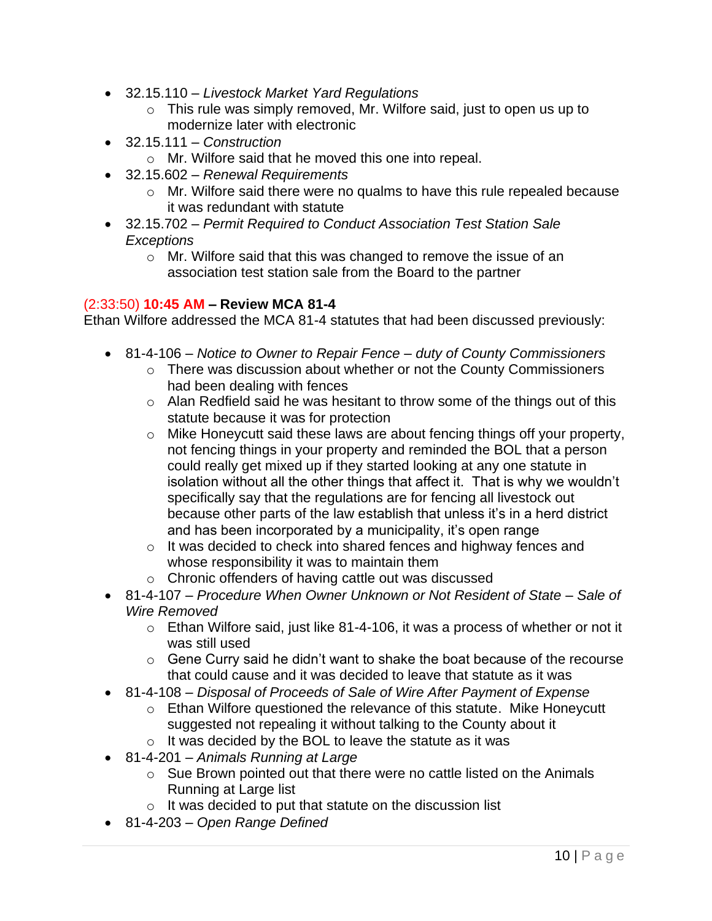- 32.15.110 – *Livestock Market Yard Regulations*
  - This rule was simply removed, Mr. Wilfore said, just to open us up to modernize later with electronic
- 32.15.111 – *Construction*
  - Mr. Wilfore said that he moved this one into repeal.
- 32.15.602 – *Renewal Requirements*
  - Mr. Wilfore said there were no qualms to have this rule repealed because it was redundant with statute
- 32.15.702 – *Permit Required to Conduct Association Test Station Sale Exceptions*
  - Mr. Wilfore said that this was changed to remove the issue of an association test station sale from the Board to the partner

(2:33:50) **10:45 AM – Review MCA 81-4**

Ethan Wilfore addressed the MCA 81-4 statutes that had been discussed previously:

- 81-4-106 – *Notice to Owner to Repair Fence – duty of County Commissioners*
  - There was discussion about whether or not the County Commissioners had been dealing with fences
  - Alan Redfield said he was hesitant to throw some of the things out of this statute because it was for protection
  - Mike Honeycutt said these laws are about fencing things off your property, not fencing things in your property and reminded the BOL that a person could really get mixed up if they started looking at any one statute in isolation without all the other things that affect it. That is why we wouldn't specifically say that the regulations are for fencing all livestock out because other parts of the law establish that unless it's in a herd district and has been incorporated by a municipality, it's open range
  - It was decided to check into shared fences and highway fences and whose responsibility it was to maintain them
  - Chronic offenders of having cattle out was discussed
- 81-4-107 – *Procedure When Owner Unknown or Not Resident of State – Sale of Wire Removed*
  - Ethan Wilfore said, just like 81-4-106, it was a process of whether or not it was still used
  - Gene Curry said he didn't want to shake the boat because of the recourse that could cause and it was decided to leave that statute as it was
- 81-4-108 – *Disposal of Proceeds of Sale of Wire After Payment of Expense*
  - Ethan Wilfore questioned the relevance of this statute. Mike Honeycutt suggested not repealing it without talking to the County about it
  - It was decided by the BOL to leave the statute as it was
- 81-4-201 – *Animals Running at Large*
  - Sue Brown pointed out that there were no cattle listed on the Animals Running at Large list
  - It was decided to put that statute on the discussion list
- 81-4-203 – *Open Range Defined*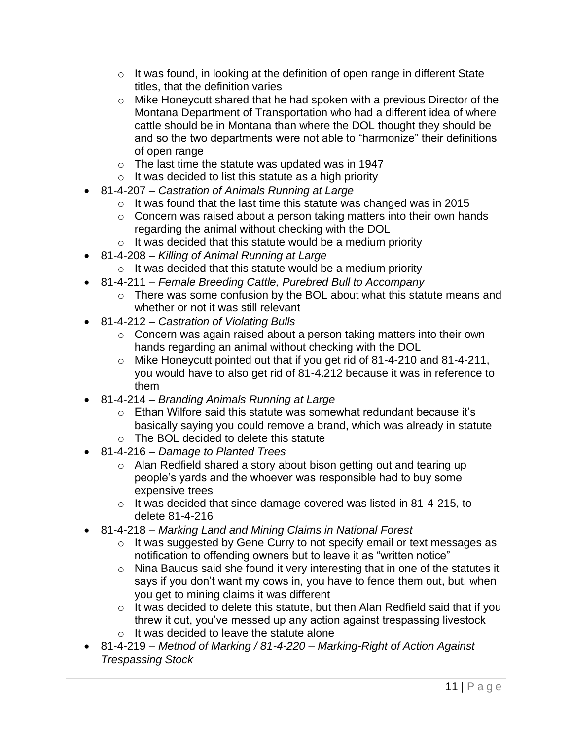- It was found, in looking at the definition of open range in different State titles, that the definition varies
  - Mike Honeycutt shared that he had spoken with a previous Director of the Montana Department of Transportation who had a different idea of where cattle should be in Montana than where the DOL thought they should be and so the two departments were not able to "harmonize" their definitions of open range
  - The last time the statute was updated was in 1947
  - It was decided to list this statute as a high priority
- 81-4-207 – *Castration of Animals Running at Large*
  - It was found that the last time this statute was changed was in 2015
  - Concern was raised about a person taking matters into their own hands regarding the animal without checking with the DOL
  - It was decided that this statute would be a medium priority
- 81-4-208 – *Killing of Animal Running at Large*
  - It was decided that this statute would be a medium priority
- 81-4-211 – *Female Breeding Cattle, Purebred Bull to Accompany*
  - There was some confusion by the BOL about what this statute means and whether or not it was still relevant
- 81-4-212 – *Castration of Violating Bulls*
  - Concern was again raised about a person taking matters into their own hands regarding an animal without checking with the DOL
  - Mike Honeycutt pointed out that if you get rid of 81-4-210 and 81-4-211, you would have to also get rid of 81-4.212 because it was in reference to them
- 81-4-214 – *Branding Animals Running at Large*
  - Ethan Wilfore said this statute was somewhat redundant because it's basically saying you could remove a brand, which was already in statute
  - The BOL decided to delete this statute
- 81-4-216 – *Damage to Planted Trees*
  - Alan Redfield shared a story about bison getting out and tearing up people's yards and the whoever was responsible had to buy some expensive trees
  - It was decided that since damage covered was listed in 81-4-215, to delete 81-4-216
- 81-4-218 – *Marking Land and Mining Claims in National Forest*
  - It was suggested by Gene Curry to not specify email or text messages as notification to offending owners but to leave it as "written notice"
  - Nina Baucus said she found it very interesting that in one of the statutes it says if you don't want my cows in, you have to fence them out, but, when you get to mining claims it was different
  - It was decided to delete this statute, but then Alan Redfield said that if you threw it out, you've messed up any action against trespassing livestock
  - It was decided to leave the statute alone
- 81-4-219 – *Method of Marking / 81-4-220 – Marking-Right of Action Against Trespassing Stock*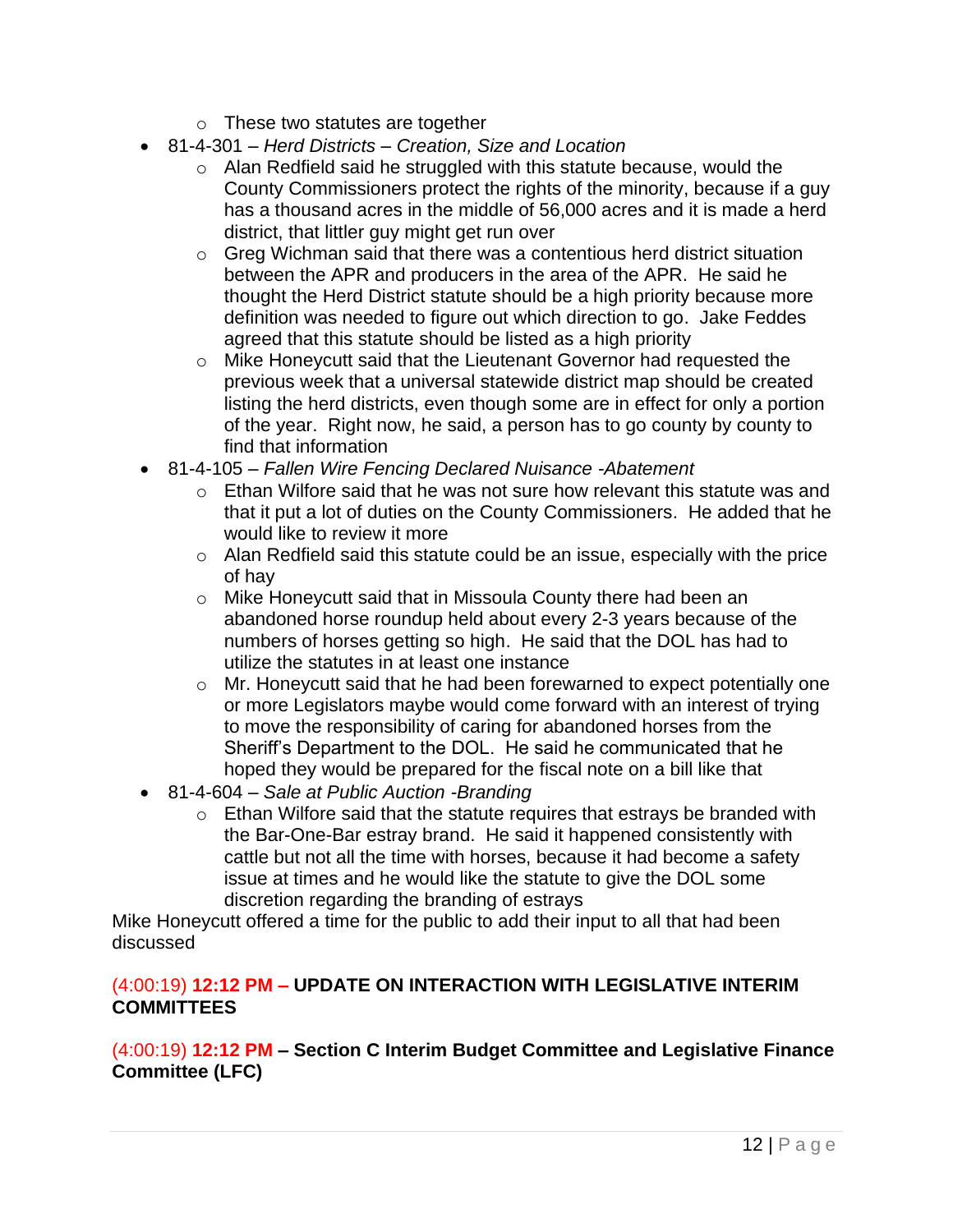- These two statutes are together
- 81-4-301 – *Herd Districts – Creation, Size and Location*
  - Alan Redfield said he struggled with this statute because, would the County Commissioners protect the rights of the minority, because if a guy has a thousand acres in the middle of 56,000 acres and it is made a herd district, that littler guy might get run over
  - Greg Wichman said that there was a contentious herd district situation between the APR and producers in the area of the APR. He said he thought the Herd District statute should be a high priority because more definition was needed to figure out which direction to go. Jake Feddes agreed that this statute should be listed as a high priority
  - Mike Honeycutt said that the Lieutenant Governor had requested the previous week that a universal statewide district map should be created listing the herd districts, even though some are in effect for only a portion of the year. Right now, he said, a person has to go county by county to find that information
- 81-4-105 – *Fallen Wire Fencing Declared Nuisance -Abatement*
  - Ethan Wilfore said that he was not sure how relevant this statute was and that it put a lot of duties on the County Commissioners. He added that he would like to review it more
  - Alan Redfield said this statute could be an issue, especially with the price of hay
  - Mike Honeycutt said that in Missoula County there had been an abandoned horse roundup held about every 2-3 years because of the numbers of horses getting so high. He said that the DOL has had to utilize the statutes in at least one instance
  - Mr. Honeycutt said that he had been forewarned to expect potentially one or more Legislators maybe would come forward with an interest of trying to move the responsibility of caring for abandoned horses from the Sheriff's Department to the DOL. He said he communicated that he hoped they would be prepared for the fiscal note on a bill like that
- 81-4-604 – *Sale at Public Auction -Branding*
  - Ethan Wilfore said that the statute requires that estrays be branded with the Bar-One-Bar estray brand. He said it happened consistently with cattle but not all the time with horses, because it had become a safety issue at times and he would like the statute to give the DOL some discretion regarding the branding of estrays

Mike Honeycutt offered a time for the public to add their input to all that had been discussed

## (4:00:19) 12:12 PM – UPDATE ON INTERACTION WITH LEGISLATIVE INTERIM COMMITTEES

### (4:00:19) 12:12 PM – Section C Interim Budget Committee and Legislative Finance Committee (LFC)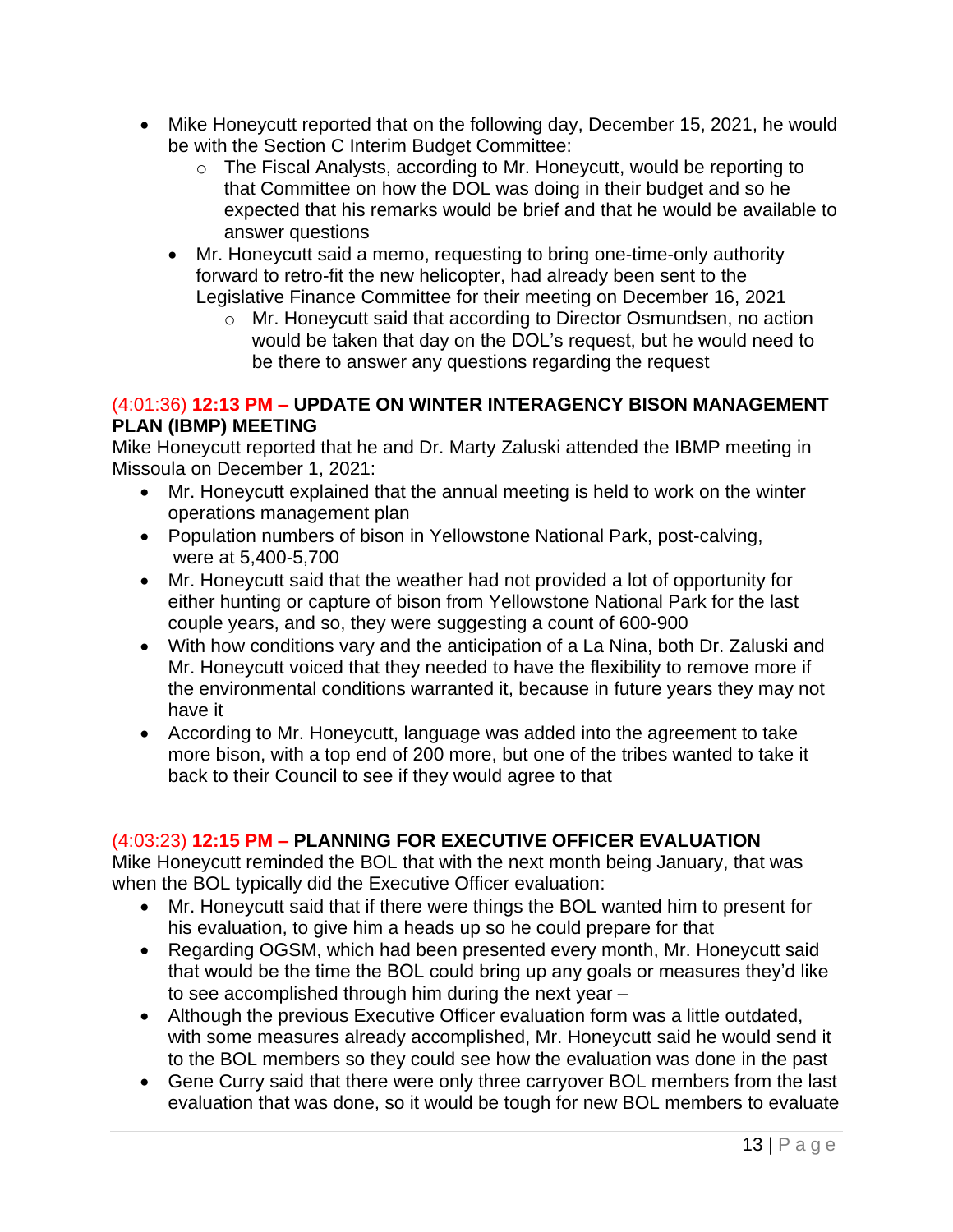- Mike Honeycutt reported that on the following day, December 15, 2021, he would be with the Section C Interim Budget Committee:
  - The Fiscal Analysts, according to Mr. Honeycutt, would be reporting to that Committee on how the DOL was doing in their budget and so he expected that his remarks would be brief and that he would be available to answer questions
  - Mr. Honeycutt said a memo, requesting to bring one-time-only authority forward to retro-fit the new helicopter, had already been sent to the Legislative Finance Committee for their meeting on December 16, 2021
    - Mr. Honeycutt said that according to Director Osmundsen, no action would be taken that day on the DOL's request, but he would need to be there to answer any questions regarding the request

**(4:01:36) 12:13 PM – UPDATE ON WINTER INTERAGENCY BISON MANAGEMENT PLAN (IBMP) MEETING**

Mike Honeycutt reported that he and Dr. Marty Zaluski attended the IBMP meeting in Missoula on December 1, 2021:

- Mr. Honeycutt explained that the annual meeting is held to work on the winter operations management plan
- Population numbers of bison in Yellowstone National Park, post-calving, were at 5,400-5,700
- Mr. Honeycutt said that the weather had not provided a lot of opportunity for either hunting or capture of bison from Yellowstone National Park for the last couple years, and so, they were suggesting a count of 600-900
- With how conditions vary and the anticipation of a La Nina, both Dr. Zaluski and Mr. Honeycutt voiced that they needed to have the flexibility to remove more if the environmental conditions warranted it, because in future years they may not have it
- According to Mr. Honeycutt, language was added into the agreement to take more bison, with a top end of 200 more, but one of the tribes wanted to take it back to their Council to see if they would agree to that

**(4:03:23) 12:15 PM – PLANNING FOR EXECUTIVE OFFICER EVALUATION**

Mike Honeycutt reminded the BOL that with the next month being January, that was when the BOL typically did the Executive Officer evaluation:

- Mr. Honeycutt said that if there were things the BOL wanted him to present for his evaluation, to give him a heads up so he could prepare for that
- Regarding OGSM, which had been presented every month, Mr. Honeycutt said that would be the time the BOL could bring up any goals or measures they'd like to see accomplished through him during the next year –
- Although the previous Executive Officer evaluation form was a little outdated, with some measures already accomplished, Mr. Honeycutt said he would send it to the BOL members so they could see how the evaluation was done in the past
- Gene Curry said that there were only three carryover BOL members from the last evaluation that was done, so it would be tough for new BOL members to evaluate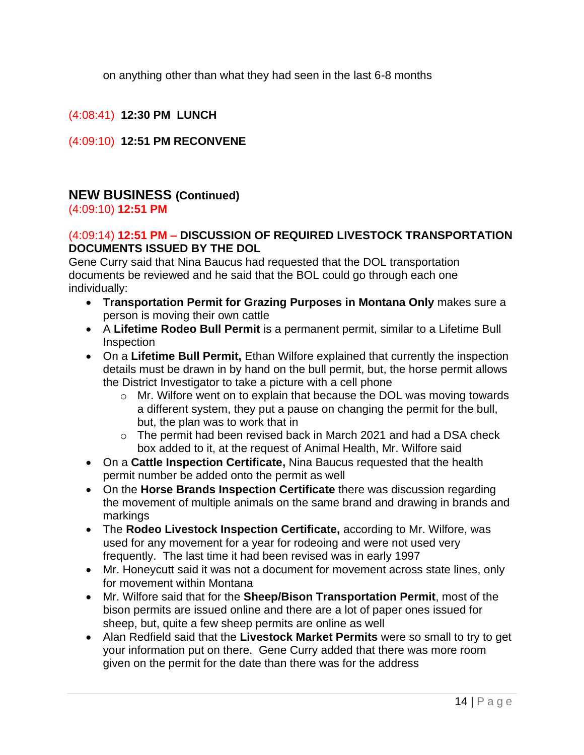on anything other than what they had seen in the last 6-8 months

(4:08:41) **12:30 PM LUNCH**

(4:09:10) **12:51 PM RECONVENE**

## NEW BUSINESS (Continued)

(4:09:10) **12:51 PM**

### (4:09:14) 12:51 PM – DISCUSSION OF REQUIRED LIVESTOCK TRANSPORTATION DOCUMENTS ISSUED BY THE DOL

Gene Curry said that Nina Baucus had requested that the DOL transportation documents be reviewed and he said that the BOL could go through each one individually:

- **Transportation Permit for Grazing Purposes in Montana Only** makes sure a person is moving their own cattle
- A **Lifetime Rodeo Bull Permit** is a permanent permit, similar to a Lifetime Bull Inspection
- On a **Lifetime Bull Permit,** Ethan Wilfore explained that currently the inspection details must be drawn in by hand on the bull permit, but, the horse permit allows the District Investigator to take a picture with a cell phone
  - Mr. Wilfore went on to explain that because the DOL was moving towards a different system, they put a pause on changing the permit for the bull, but, the plan was to work that in
  - The permit had been revised back in March 2021 and had a DSA check box added to it, at the request of Animal Health, Mr. Wilfore said
- On a **Cattle Inspection Certificate,** Nina Baucus requested that the health permit number be added onto the permit as well
- On the **Horse Brands Inspection Certificate** there was discussion regarding the movement of multiple animals on the same brand and drawing in brands and markings
- The **Rodeo Livestock Inspection Certificate,** according to Mr. Wilfore, was used for any movement for a year for rodeoing and were not used very frequently. The last time it had been revised was in early 1997
- Mr. Honeycutt said it was not a document for movement across state lines, only for movement within Montana
- Mr. Wilfore said that for the **Sheep/Bison Transportation Permit**, most of the bison permits are issued online and there are a lot of paper ones issued for sheep, but, quite a few sheep permits are online as well
- Alan Redfield said that the **Livestock Market Permits** were so small to try to get your information put on there. Gene Curry added that there was more room given on the permit for the date than there was for the address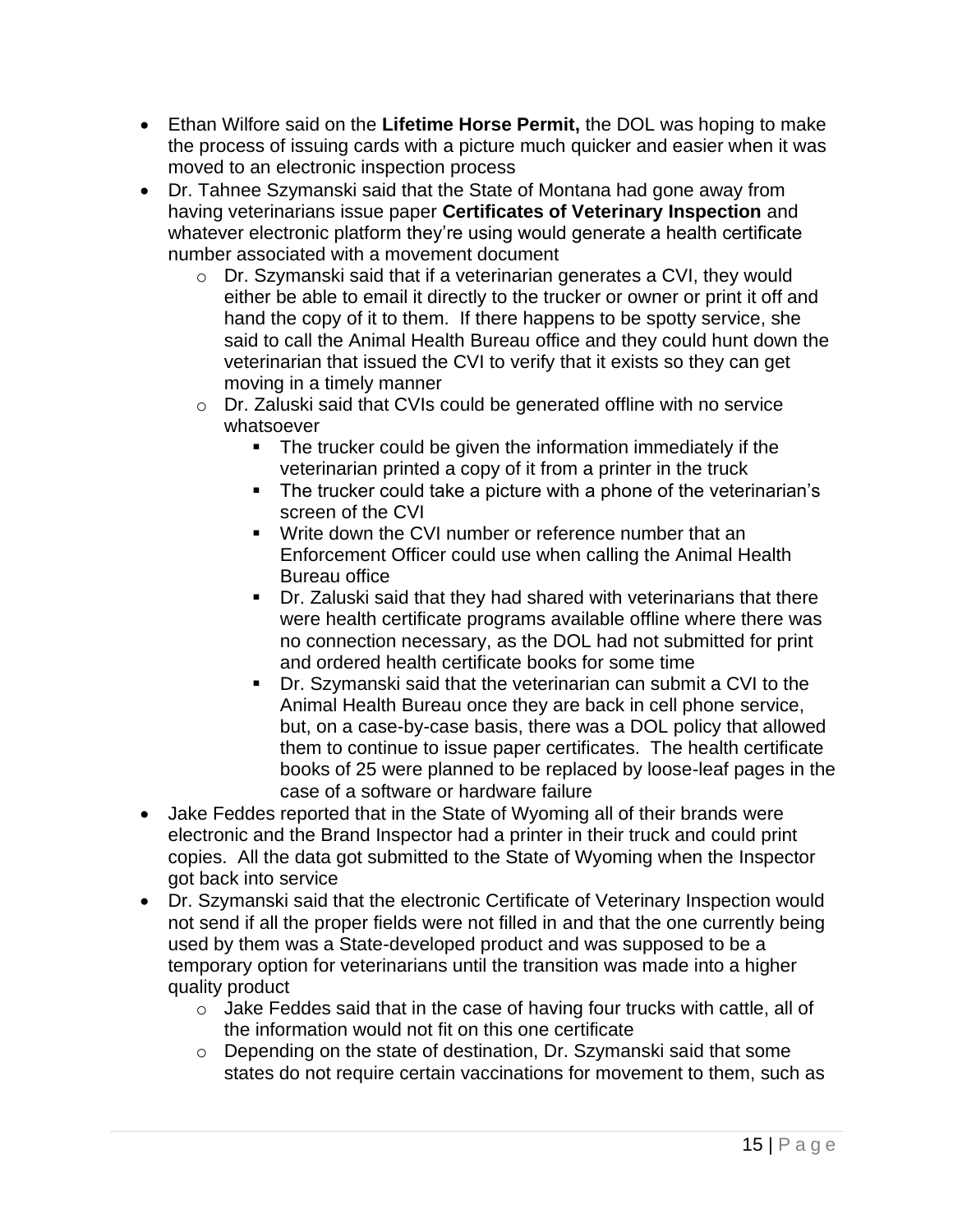- Ethan Wilfore said on the **Lifetime Horse Permit,** the DOL was hoping to make the process of issuing cards with a picture much quicker and easier when it was moved to an electronic inspection process
- Dr. Tahnee Szymanski said that the State of Montana had gone away from having veterinarians issue paper **Certificates of Veterinary Inspection** and whatever electronic platform they're using would generate a health certificate number associated with a movement document
  - Dr. Szymanski said that if a veterinarian generates a CVI, they would either be able to email it directly to the trucker or owner or print it off and hand the copy of it to them. If there happens to be spotty service, she said to call the Animal Health Bureau office and they could hunt down the veterinarian that issued the CVI to verify that it exists so they can get moving in a timely manner
  - Dr. Zaluski said that CVIs could be generated offline with no service whatsoever
    - The trucker could be given the information immediately if the veterinarian printed a copy of it from a printer in the truck
    - The trucker could take a picture with a phone of the veterinarian's screen of the CVI
    - Write down the CVI number or reference number that an Enforcement Officer could use when calling the Animal Health Bureau office
    - Dr. Zaluski said that they had shared with veterinarians that there were health certificate programs available offline where there was no connection necessary, as the DOL had not submitted for print and ordered health certificate books for some time
    - Dr. Szymanski said that the veterinarian can submit a CVI to the Animal Health Bureau once they are back in cell phone service, but, on a case-by-case basis, there was a DOL policy that allowed them to continue to issue paper certificates. The health certificate books of 25 were planned to be replaced by loose-leaf pages in the case of a software or hardware failure
- Jake Feddes reported that in the State of Wyoming all of their brands were electronic and the Brand Inspector had a printer in their truck and could print copies. All the data got submitted to the State of Wyoming when the Inspector got back into service
- Dr. Szymanski said that the electronic Certificate of Veterinary Inspection would not send if all the proper fields were not filled in and that the one currently being used by them was a State-developed product and was supposed to be a temporary option for veterinarians until the transition was made into a higher quality product
  - Jake Feddes said that in the case of having four trucks with cattle, all of the information would not fit on this one certificate
  - Depending on the state of destination, Dr. Szymanski said that some states do not require certain vaccinations for movement to them, such as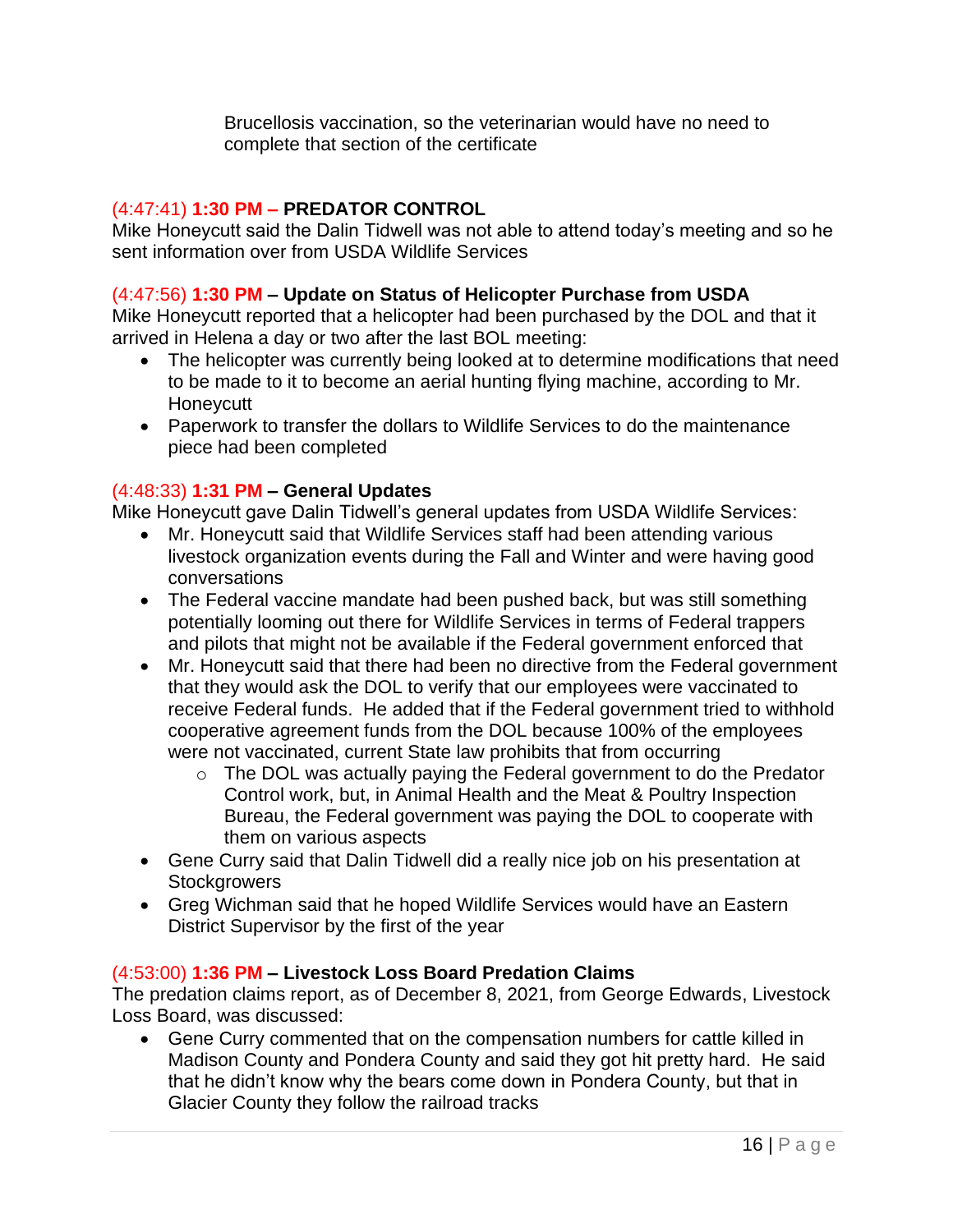Brucellosis vaccination, so the veterinarian would have no need to complete that section of the certificate

### (4:47:41) 1:30 PM – PREDATOR CONTROL

Mike Honeycutt said the Dalin Tidwell was not able to attend today's meeting and so he sent information over from USDA Wildlife Services

### (4:47:56) 1:30 PM – Update on Status of Helicopter Purchase from USDA

Mike Honeycutt reported that a helicopter had been purchased by the DOL and that it arrived in Helena a day or two after the last BOL meeting:

- The helicopter was currently being looked at to determine modifications that need to be made to it to become an aerial hunting flying machine, according to Mr. Honeycutt
- Paperwork to transfer the dollars to Wildlife Services to do the maintenance piece had been completed

### (4:48:33) 1:31 PM – General Updates

Mike Honeycutt gave Dalin Tidwell's general updates from USDA Wildlife Services:

- Mr. Honeycutt said that Wildlife Services staff had been attending various livestock organization events during the Fall and Winter and were having good conversations
- The Federal vaccine mandate had been pushed back, but was still something potentially looming out there for Wildlife Services in terms of Federal trappers and pilots that might not be available if the Federal government enforced that
- Mr. Honeycutt said that there had been no directive from the Federal government that they would ask the DOL to verify that our employees were vaccinated to receive Federal funds. He added that if the Federal government tried to withhold cooperative agreement funds from the DOL because 100% of the employees were not vaccinated, current State law prohibits that from occurring
    - The DOL was actually paying the Federal government to do the Predator Control work, but, in Animal Health and the Meat & Poultry Inspection Bureau, the Federal government was paying the DOL to cooperate with them on various aspects
- Gene Curry said that Dalin Tidwell did a really nice job on his presentation at Stockgrowers
- Greg Wichman said that he hoped Wildlife Services would have an Eastern District Supervisor by the first of the year

### (4:53:00) 1:36 PM – Livestock Loss Board Predation Claims

The predation claims report, as of December 8, 2021, from George Edwards, Livestock Loss Board, was discussed:

- Gene Curry commented that on the compensation numbers for cattle killed in Madison County and Pondera County and said they got hit pretty hard. He said that he didn't know why the bears come down in Pondera County, but that in Glacier County they follow the railroad tracks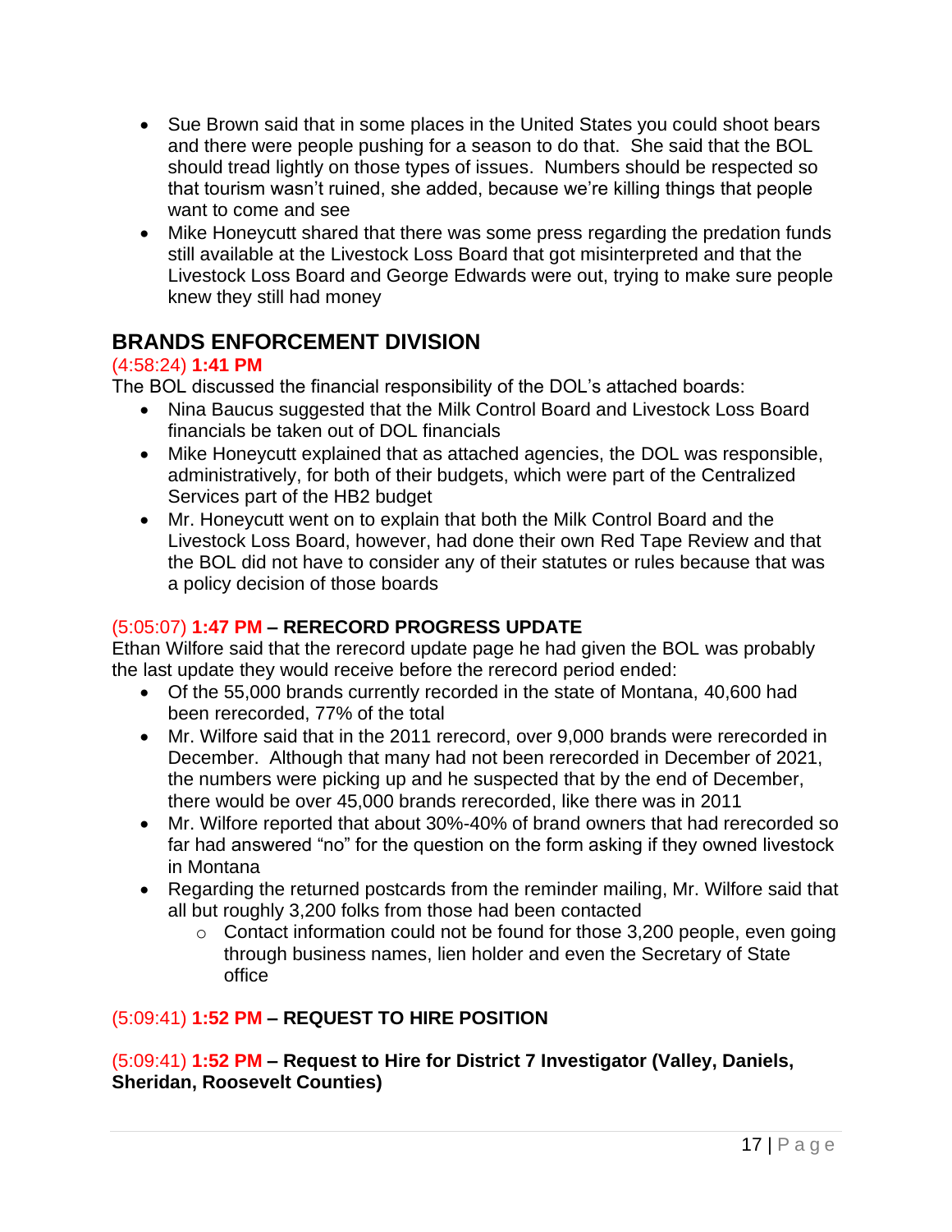- Sue Brown said that in some places in the United States you could shoot bears and there were people pushing for a season to do that. She said that the BOL should tread lightly on those types of issues. Numbers should be respected so that tourism wasn't ruined, she added, because we're killing things that people want to come and see
- Mike Honeycutt shared that there was some press regarding the predation funds still available at the Livestock Loss Board that got misinterpreted and that the Livestock Loss Board and George Edwards were out, trying to make sure people knew they still had money

## BRANDS ENFORCEMENT DIVISION

(4:58:24) **1:41 PM**

The BOL discussed the financial responsibility of the DOL's attached boards:

- Nina Baucus suggested that the Milk Control Board and Livestock Loss Board financials be taken out of DOL financials
- Mike Honeycutt explained that as attached agencies, the DOL was responsible, administratively, for both of their budgets, which were part of the Centralized Services part of the HB2 budget
- Mr. Honeycutt went on to explain that both the Milk Control Board and the Livestock Loss Board, however, had done their own Red Tape Review and that the BOL did not have to consider any of their statutes or rules because that was a policy decision of those boards

### (5:05:07) 1:47 PM – RERECORD PROGRESS UPDATE

Ethan Wilfore said that the rerecord update page he had given the BOL was probably the last update they would receive before the rerecord period ended:

- Of the 55,000 brands currently recorded in the state of Montana, 40,600 had been rerecorded, 77% of the total
- Mr. Wilfore said that in the 2011 rerecord, over 9,000 brands were rerecorded in December. Although that many had not been rerecorded in December of 2021, the numbers were picking up and he suspected that by the end of December, there would be over 45,000 brands rerecorded, like there was in 2011
- Mr. Wilfore reported that about 30%-40% of brand owners that had rerecorded so far had answered "no" for the question on the form asking if they owned livestock in Montana
- Regarding the returned postcards from the reminder mailing, Mr. Wilfore said that all but roughly 3,200 folks from those had been contacted
    - Contact information could not be found for those 3,200 people, even going through business names, lien holder and even the Secretary of State office

### (5:09:41) 1:52 PM – REQUEST TO HIRE POSITION

### (5:09:41) 1:52 PM – Request to Hire for District 7 Investigator (Valley, Daniels, Sheridan, Roosevelt Counties)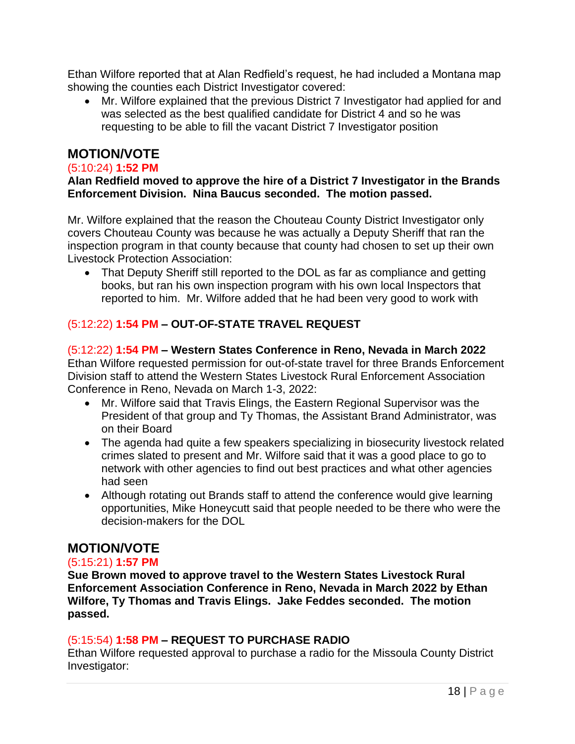Ethan Wilfore reported that at Alan Redfield's request, he had included a Montana map showing the counties each District Investigator covered:

- Mr. Wilfore explained that the previous District 7 Investigator had applied for and was selected as the best qualified candidate for District 4 and so he was requesting to be able to fill the vacant District 7 Investigator position

## MOTION/VOTE

(5:10:24) **1:52 PM**

**Alan Redfield moved to approve the hire of a District 7 Investigator in the Brands Enforcement Division. Nina Baucus seconded. The motion passed.**

Mr. Wilfore explained that the reason the Chouteau County District Investigator only covers Chouteau County was because he was actually a Deputy Sheriff that ran the inspection program in that county because that county had chosen to set up their own Livestock Protection Association:

- That Deputy Sheriff still reported to the DOL as far as compliance and getting books, but ran his own inspection program with his own local Inspectors that reported to him. Mr. Wilfore added that he had been very good to work with

(5:12:22) **1:54 PM – OUT-OF-STATE TRAVEL REQUEST**

(5:12:22) **1:54 PM – Western States Conference in Reno, Nevada in March 2022**

Ethan Wilfore requested permission for out-of-state travel for three Brands Enforcement Division staff to attend the Western States Livestock Rural Enforcement Association Conference in Reno, Nevada on March 1-3, 2022:

- Mr. Wilfore said that Travis Elings, the Eastern Regional Supervisor was the President of that group and Ty Thomas, the Assistant Brand Administrator, was on their Board
- The agenda had quite a few speakers specializing in biosecurity livestock related crimes slated to present and Mr. Wilfore said that it was a good place to go to network with other agencies to find out best practices and what other agencies had seen
- Although rotating out Brands staff to attend the conference would give learning opportunities, Mike Honeycutt said that people needed to be there who were the decision-makers for the DOL

## MOTION/VOTE

(5:15:21) **1:57 PM**

**Sue Brown moved to approve travel to the Western States Livestock Rural Enforcement Association Conference in Reno, Nevada in March 2022 by Ethan Wilfore, Ty Thomas and Travis Elings. Jake Feddes seconded. The motion passed.**

(5:15:54) **1:58 PM – REQUEST TO PURCHASE RADIO**

Ethan Wilfore requested approval to purchase a radio for the Missoula County District Investigator: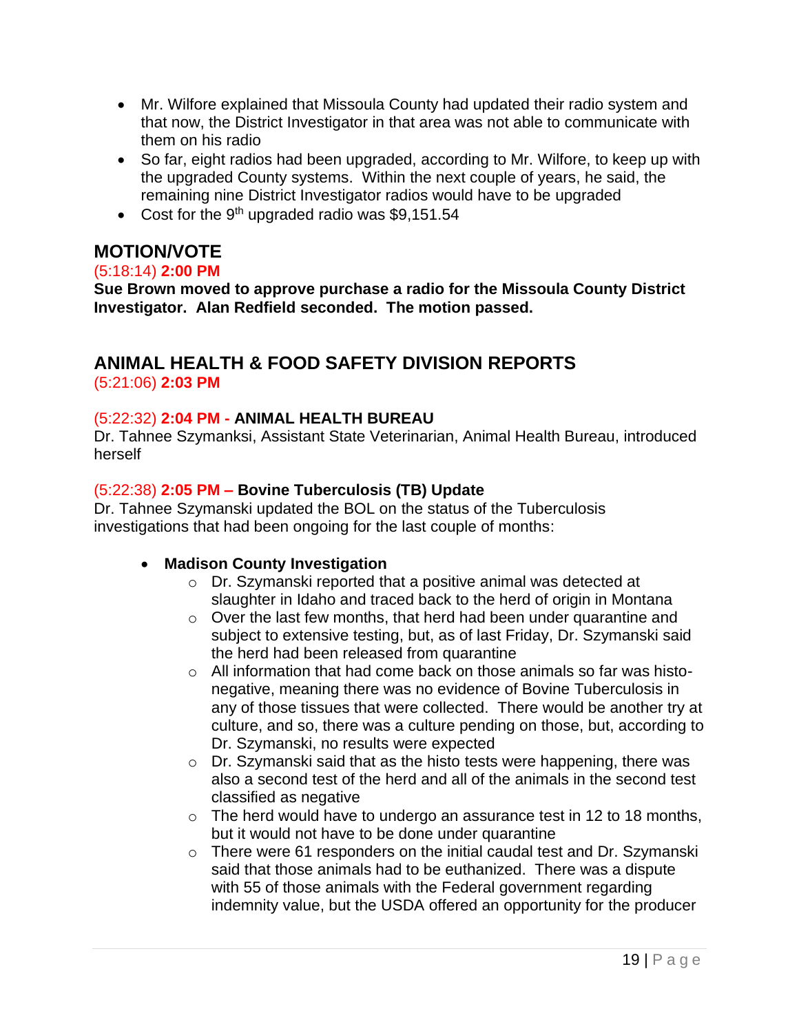- Mr. Wilfore explained that Missoula County had updated their radio system and that now, the District Investigator in that area was not able to communicate with them on his radio
- So far, eight radios had been upgraded, according to Mr. Wilfore, to keep up with the upgraded County systems. Within the next couple of years, he said, the remaining nine District Investigator radios would have to be upgraded
- Cost for the 9th upgraded radio was $9,151.54

## MOTION/VOTE

(5:18:14) **2:00 PM**

**Sue Brown moved to approve purchase a radio for the Missoula County District Investigator. Alan Redfield seconded. The motion passed.**

## ANIMAL HEALTH & FOOD SAFETY DIVISION REPORTS

(5:21:06) **2:03 PM**

(5:22:32) **2:04 PM - ANIMAL HEALTH BUREAU**

Dr. Tahnee Szymanksi, Assistant State Veterinarian, Animal Health Bureau, introduced herself

(5:22:38) **2:05 PM – Bovine Tuberculosis (TB) Update**

Dr. Tahnee Szymanski updated the BOL on the status of the Tuberculosis investigations that had been ongoing for the last couple of months:

- **Madison County Investigation**
  - Dr. Szymanski reported that a positive animal was detected at slaughter in Idaho and traced back to the herd of origin in Montana
  - Over the last few months, that herd had been under quarantine and subject to extensive testing, but, as of last Friday, Dr. Szymanski said the herd had been released from quarantine
  - All information that had come back on those animals so far was histo-negative, meaning there was no evidence of Bovine Tuberculosis in any of those tissues that were collected. There would be another try at culture, and so, there was a culture pending on those, but, according to Dr. Szymanski, no results were expected
  - Dr. Szymanski said that as the histo tests were happening, there was also a second test of the herd and all of the animals in the second test classified as negative
  - The herd would have to undergo an assurance test in 12 to 18 months, but it would not have to be done under quarantine
  - There were 61 responders on the initial caudal test and Dr. Szymanski said that those animals had to be euthanized. There was a dispute with 55 of those animals with the Federal government regarding indemnity value, but the USDA offered an opportunity for the producer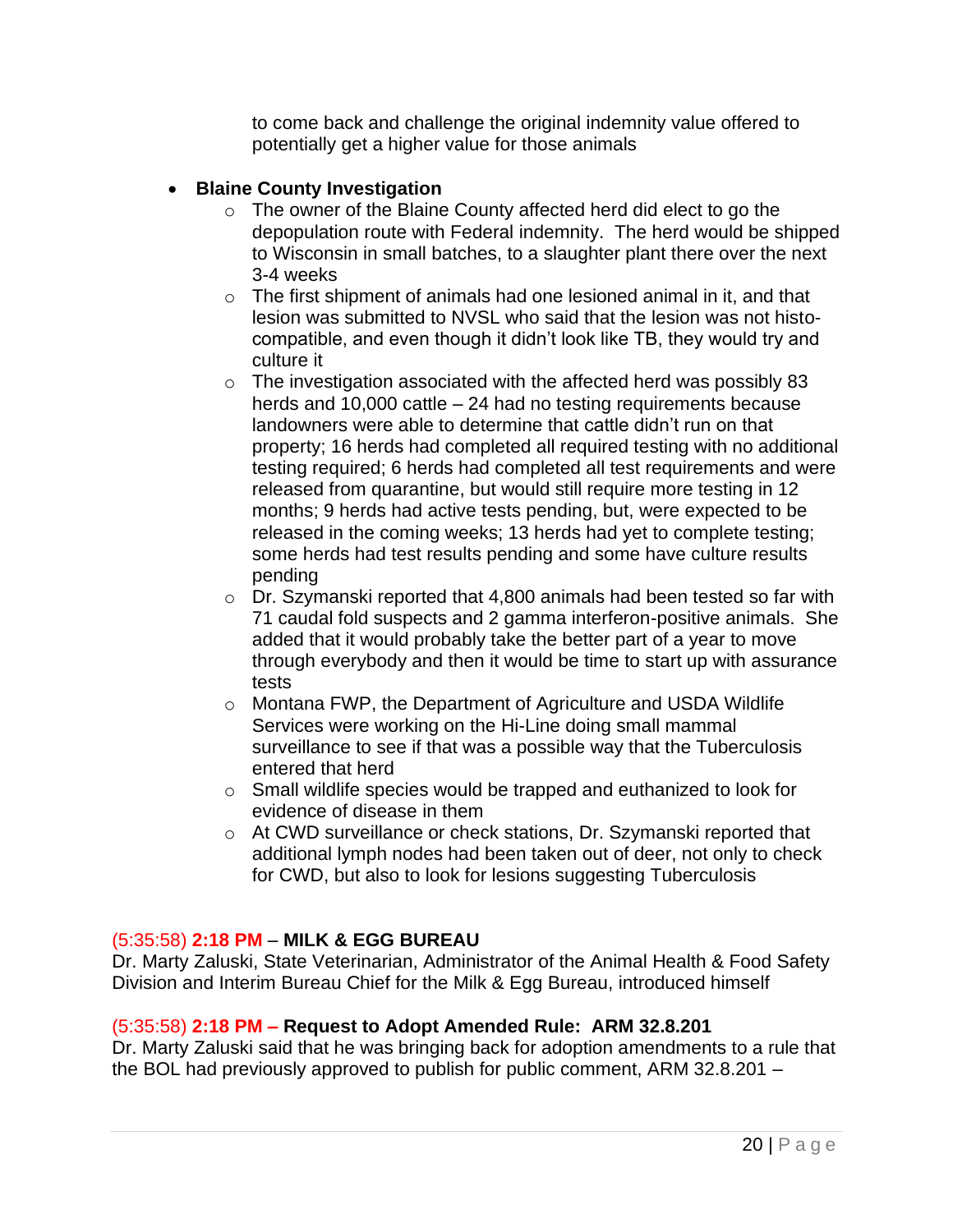to come back and challenge the original indemnity value offered to potentially get a higher value for those animals

- **Blaine County Investigation**
  - The owner of the Blaine County affected herd did elect to go the depopulation route with Federal indemnity. The herd would be shipped to Wisconsin in small batches, to a slaughter plant there over the next 3-4 weeks
  - The first shipment of animals had one lesioned animal in it, and that lesion was submitted to NVSL who said that the lesion was not histo-compatible, and even though it didn't look like TB, they would try and culture it
  - The investigation associated with the affected herd was possibly 83 herds and 10,000 cattle – 24 had no testing requirements because landowners were able to determine that cattle didn't run on that property; 16 herds had completed all required testing with no additional testing required; 6 herds had completed all test requirements and were released from quarantine, but would still require more testing in 12 months; 9 herds had active tests pending, but, were expected to be released in the coming weeks; 13 herds had yet to complete testing; some herds had test results pending and some have culture results pending
  - Dr. Szymanski reported that 4,800 animals had been tested so far with 71 caudal fold suspects and 2 gamma interferon-positive animals. She added that it would probably take the better part of a year to move through everybody and then it would be time to start up with assurance tests
  - Montana FWP, the Department of Agriculture and USDA Wildlife Services were working on the Hi-Line doing small mammal surveillance to see if that was a possible way that the Tuberculosis entered that herd
  - Small wildlife species would be trapped and euthanized to look for evidence of disease in them
  - At CWD surveillance or check stations, Dr. Szymanski reported that additional lymph nodes had been taken out of deer, not only to check for CWD, but also to look for lesions suggesting Tuberculosis

(5:35:58) **2:18 PM** – **MILK & EGG BUREAU**
Dr. Marty Zaluski, State Veterinarian, Administrator of the Animal Health & Food Safety Division and Interim Bureau Chief for the Milk & Egg Bureau, introduced himself

(5:35:58) **2:18 PM – Request to Adopt Amended Rule: ARM 32.8.201**
Dr. Marty Zaluski said that he was bringing back for adoption amendments to a rule that the BOL had previously approved to publish for public comment, ARM 32.8.201 –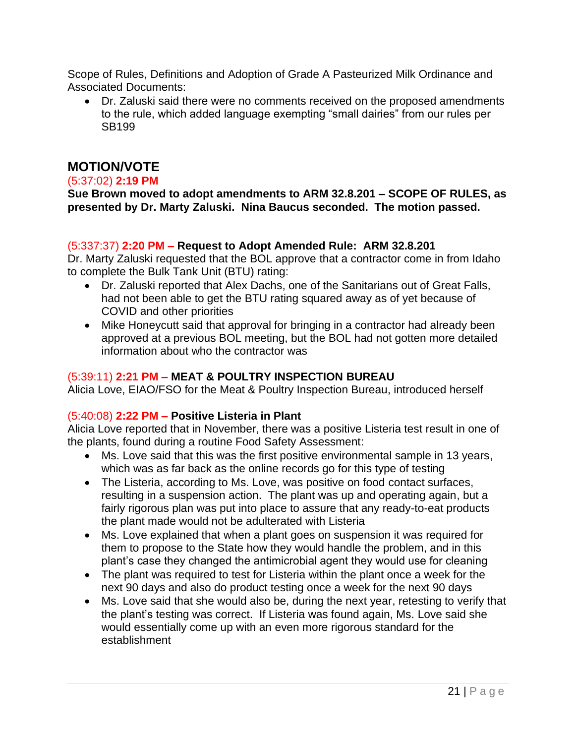Scope of Rules, Definitions and Adoption of Grade A Pasteurized Milk Ordinance and Associated Documents:

- Dr. Zaluski said there were no comments received on the proposed amendments to the rule, which added language exempting “small dairies” from our rules per SB199

## MOTION/VOTE

(5:37:02) **2:19 PM**

**Sue Brown moved to adopt amendments to ARM 32.8.201 – SCOPE OF RULES, as presented by Dr. Marty Zaluski. Nina Baucus seconded. The motion passed.**

(5:337:37) **2:20 PM – Request to Adopt Amended Rule: ARM 32.8.201**

Dr. Marty Zaluski requested that the BOL approve that a contractor come in from Idaho to complete the Bulk Tank Unit (BTU) rating:

- Dr. Zaluski reported that Alex Dachs, one of the Sanitarians out of Great Falls, had not been able to get the BTU rating squared away as of yet because of COVID and other priorities
- Mike Honeycutt said that approval for bringing in a contractor had already been approved at a previous BOL meeting, but the BOL had not gotten more detailed information about who the contractor was

(5:39:11) **2:21 PM – MEAT & POULTRY INSPECTION BUREAU**

Alicia Love, EIAO/FSO for the Meat & Poultry Inspection Bureau, introduced herself

(5:40:08) **2:22 PM – Positive Listeria in Plant**

Alicia Love reported that in November, there was a positive Listeria test result in one of the plants, found during a routine Food Safety Assessment:

- Ms. Love said that this was the first positive environmental sample in 13 years, which was as far back as the online records go for this type of testing
- The Listeria, according to Ms. Love, was positive on food contact surfaces, resulting in a suspension action. The plant was up and operating again, but a fairly rigorous plan was put into place to assure that any ready-to-eat products the plant made would not be adulterated with Listeria
- Ms. Love explained that when a plant goes on suspension it was required for them to propose to the State how they would handle the problem, and in this plant’s case they changed the antimicrobial agent they would use for cleaning
- The plant was required to test for Listeria within the plant once a week for the next 90 days and also do product testing once a week for the next 90 days
- Ms. Love said that she would also be, during the next year, retesting to verify that the plant’s testing was correct. If Listeria was found again, Ms. Love said she would essentially come up with an even more rigorous standard for the establishment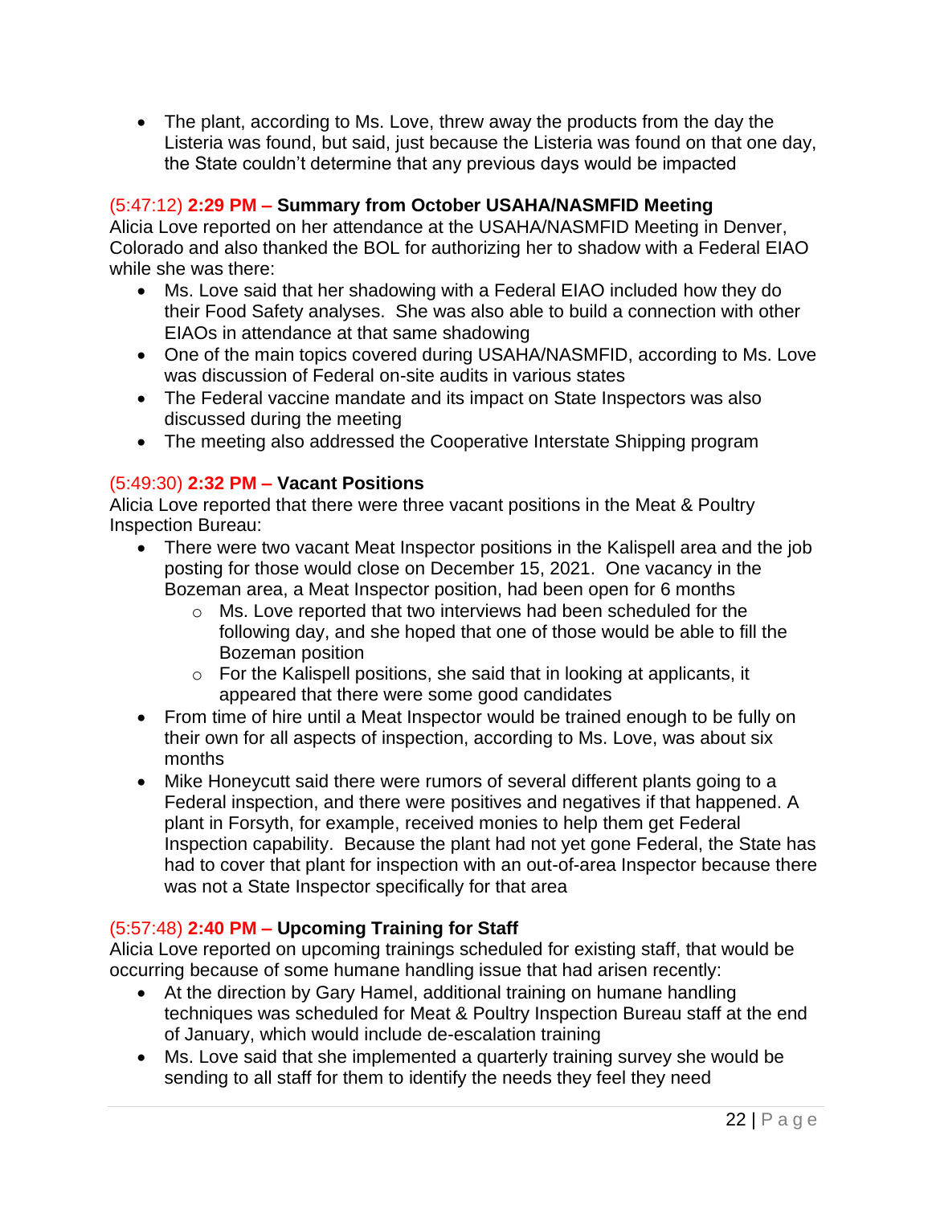- The plant, according to Ms. Love, threw away the products from the day the Listeria was found, but said, just because the Listeria was found on that one day, the State couldn't determine that any previous days would be impacted

(5:47:12) **2:29 PM – Summary from October USAHA/NASMFID Meeting**
Alicia Love reported on her attendance at the USAHA/NASMFID Meeting in Denver, Colorado and also thanked the BOL for authorizing her to shadow with a Federal EIAO while she was there:

- Ms. Love said that her shadowing with a Federal EIAO included how they do their Food Safety analyses. She was also able to build a connection with other EIAOs in attendance at that same shadowing
- One of the main topics covered during USAHA/NASMFID, according to Ms. Love was discussion of Federal on-site audits in various states
- The Federal vaccine mandate and its impact on State Inspectors was also discussed during the meeting
- The meeting also addressed the Cooperative Interstate Shipping program

(5:49:30) **2:32 PM – Vacant Positions**
Alicia Love reported that there were three vacant positions in the Meat & Poultry Inspection Bureau:

- There were two vacant Meat Inspector positions in the Kalispell area and the job posting for those would close on December 15, 2021. One vacancy in the Bozeman area, a Meat Inspector position, had been open for 6 months
    - Ms. Love reported that two interviews had been scheduled for the following day, and she hoped that one of those would be able to fill the Bozeman position
    - For the Kalispell positions, she said that in looking at applicants, it appeared that there were some good candidates
- From time of hire until a Meat Inspector would be trained enough to be fully on their own for all aspects of inspection, according to Ms. Love, was about six months
- Mike Honeycutt said there were rumors of several different plants going to a Federal inspection, and there were positives and negatives if that happened. A plant in Forsyth, for example, received monies to help them get Federal Inspection capability. Because the plant had not yet gone Federal, the State has had to cover that plant for inspection with an out-of-area Inspector because there was not a State Inspector specifically for that area

(5:57:48) **2:40 PM – Upcoming Training for Staff**
Alicia Love reported on upcoming trainings scheduled for existing staff, that would be occurring because of some humane handling issue that had arisen recently:

- At the direction by Gary Hamel, additional training on humane handling techniques was scheduled for Meat & Poultry Inspection Bureau staff at the end of January, which would include de-escalation training
- Ms. Love said that she implemented a quarterly training survey she would be sending to all staff for them to identify the needs they feel they need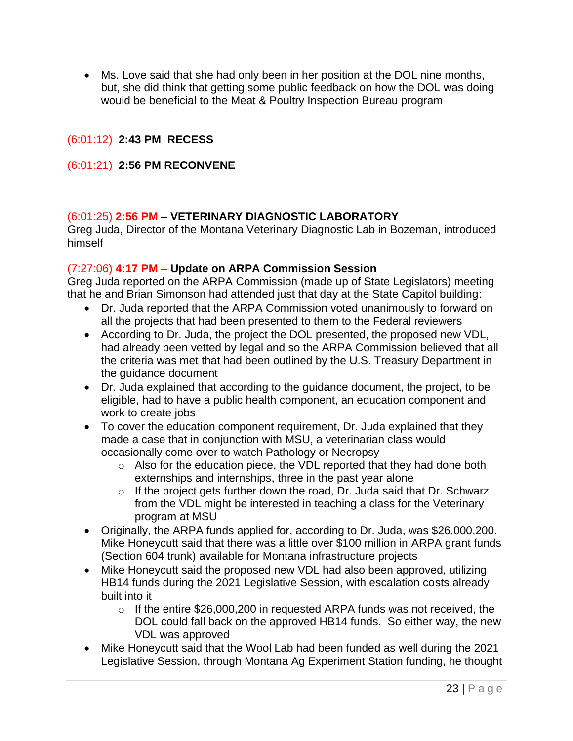- Ms. Love said that she had only been in her position at the DOL nine months, but, she did think that getting some public feedback on how the DOL was doing would be beneficial to the Meat & Poultry Inspection Bureau program

(6:01:12) **2:43 PM RECESS**

(6:01:21) **2:56 PM RECONVENE**

(6:01:25) **2:56 PM – VETERINARY DIAGNOSTIC LABORATORY**
Greg Juda, Director of the Montana Veterinary Diagnostic Lab in Bozeman, introduced himself

(7:27:06) **4:17 PM – Update on ARPA Commission Session**
Greg Juda reported on the ARPA Commission (made up of State Legislators) meeting that he and Brian Simonson had attended just that day at the State Capitol building:

- Dr. Juda reported that the ARPA Commission voted unanimously to forward on all the projects that had been presented to them to the Federal reviewers
- According to Dr. Juda, the project the DOL presented, the proposed new VDL, had already been vetted by legal and so the ARPA Commission believed that all the criteria was met that had been outlined by the U.S. Treasury Department in the guidance document
- Dr. Juda explained that according to the guidance document, the project, to be eligible, had to have a public health component, an education component and work to create jobs
- To cover the education component requirement, Dr. Juda explained that they made a case that in conjunction with MSU, a veterinarian class would occasionally come over to watch Pathology or Necropsy
    - Also for the education piece, the VDL reported that they had done both externships and internships, three in the past year alone
    - If the project gets further down the road, Dr. Juda said that Dr. Schwarz from the VDL might be interested in teaching a class for the Veterinary program at MSU
- Originally, the ARPA funds applied for, according to Dr. Juda, was $26,000,200. Mike Honeycutt said that there was a little over $100 million in ARPA grant funds (Section 604 trunk) available for Montana infrastructure projects
- Mike Honeycutt said the proposed new VDL had also been approved, utilizing HB14 funds during the 2021 Legislative Session, with escalation costs already built into it
    - If the entire $26,000,200 in requested ARPA funds was not received, the DOL could fall back on the approved HB14 funds. So either way, the new VDL was approved
- Mike Honeycutt said that the Wool Lab had been funded as well during the 2021 Legislative Session, through Montana Ag Experiment Station funding, he thought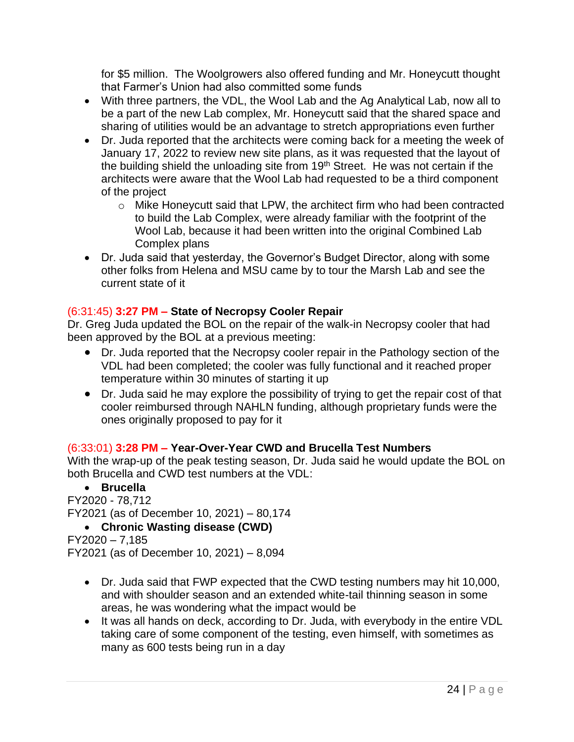for $5 million. The Woolgrowers also offered funding and Mr. Honeycutt thought that Farmer's Union had also committed some funds

- With three partners, the VDL, the Wool Lab and the Ag Analytical Lab, now all to be a part of the new Lab complex, Mr. Honeycutt said that the shared space and sharing of utilities would be an advantage to stretch appropriations even further
- Dr. Juda reported that the architects were coming back for a meeting the week of January 17, 2022 to review new site plans, as it was requested that the layout of the building shield the unloading site from 19th Street. He was not certain if the architects were aware that the Wool Lab had requested to be a third component of the project
    - Mike Honeycutt said that LPW, the architect firm who had been contracted to build the Lab Complex, were already familiar with the footprint of the Wool Lab, because it had been written into the original Combined Lab Complex plans
- Dr. Juda said that yesterday, the Governor's Budget Director, along with some other folks from Helena and MSU came by to tour the Marsh Lab and see the current state of it

(6:31:45) **3:27 PM – State of Necropsy Cooler Repair**

Dr. Greg Juda updated the BOL on the repair of the walk-in Necropsy cooler that had been approved by the BOL at a previous meeting:

- Dr. Juda reported that the Necropsy cooler repair in the Pathology section of the VDL had been completed; the cooler was fully functional and it reached proper temperature within 30 minutes of starting it up
- Dr. Juda said he may explore the possibility of trying to get the repair cost of that cooler reimbursed through NAHLN funding, although proprietary funds were the ones originally proposed to pay for it

(6:33:01) **3:28 PM – Year-Over-Year CWD and Brucella Test Numbers**

With the wrap-up of the peak testing season, Dr. Juda said he would update the BOL on both Brucella and CWD test numbers at the VDL:

- **Brucella**

FY2020 - 78,712
FY2021 (as of December 10, 2021) – 80,174

- **Chronic Wasting disease (CWD)**

FY2020 – 7,185
FY2021 (as of December 10, 2021) – 8,094

- Dr. Juda said that FWP expected that the CWD testing numbers may hit 10,000, and with shoulder season and an extended white-tail thinning season in some areas, he was wondering what the impact would be
- It was all hands on deck, according to Dr. Juda, with everybody in the entire VDL taking care of some component of the testing, even himself, with sometimes as many as 600 tests being run in a day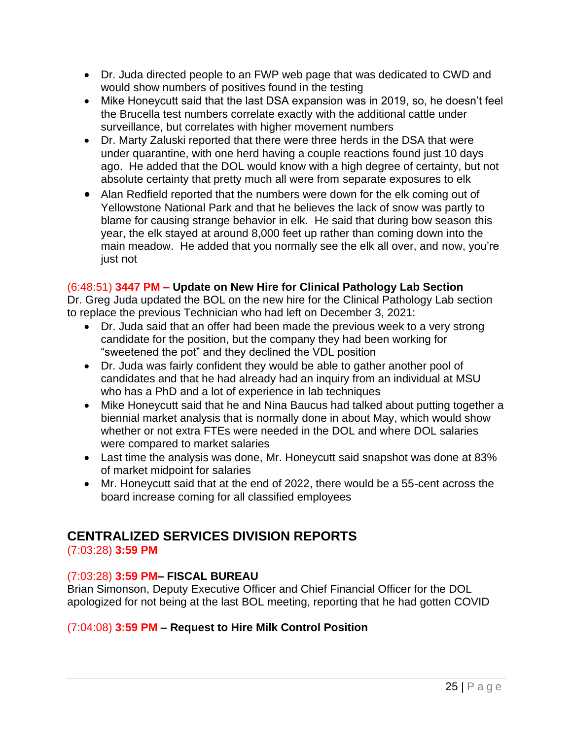- Dr. Juda directed people to an FWP web page that was dedicated to CWD and would show numbers of positives found in the testing
- Mike Honeycutt said that the last DSA expansion was in 2019, so, he doesn't feel the Brucella test numbers correlate exactly with the additional cattle under surveillance, but correlates with higher movement numbers
- Dr. Marty Zaluski reported that there were three herds in the DSA that were under quarantine, with one herd having a couple reactions found just 10 days ago. He added that the DOL would know with a high degree of certainty, but not absolute certainty that pretty much all were from separate exposures to elk
- Alan Redfield reported that the numbers were down for the elk coming out of Yellowstone National Park and that he believes the lack of snow was partly to blame for causing strange behavior in elk. He said that during bow season this year, the elk stayed at around 8,000 feet up rather than coming down into the main meadow. He added that you normally see the elk all over, and now, you're just not

(6:48:51) **3447 PM – Update on New Hire for Clinical Pathology Lab Section**

Dr. Greg Juda updated the BOL on the new hire for the Clinical Pathology Lab section to replace the previous Technician who had left on December 3, 2021:

- Dr. Juda said that an offer had been made the previous week to a very strong candidate for the position, but the company they had been working for "sweetened the pot" and they declined the VDL position
- Dr. Juda was fairly confident they would be able to gather another pool of candidates and that he had already had an inquiry from an individual at MSU who has a PhD and a lot of experience in lab techniques
- Mike Honeycutt said that he and Nina Baucus had talked about putting together a biennial market analysis that is normally done in about May, which would show whether or not extra FTEs were needed in the DOL and where DOL salaries were compared to market salaries
- Last time the analysis was done, Mr. Honeycutt said snapshot was done at 83% of market midpoint for salaries
- Mr. Honeycutt said that at the end of 2022, there would be a 55-cent across the board increase coming for all classified employees

## CENTRALIZED SERVICES DIVISION REPORTS

(7:03:28) **3:59 PM**

(7:03:28) **3:59 PM– FISCAL BUREAU**

Brian Simonson, Deputy Executive Officer and Chief Financial Officer for the DOL apologized for not being at the last BOL meeting, reporting that he had gotten COVID

(7:04:08) **3:59 PM – Request to Hire Milk Control Position**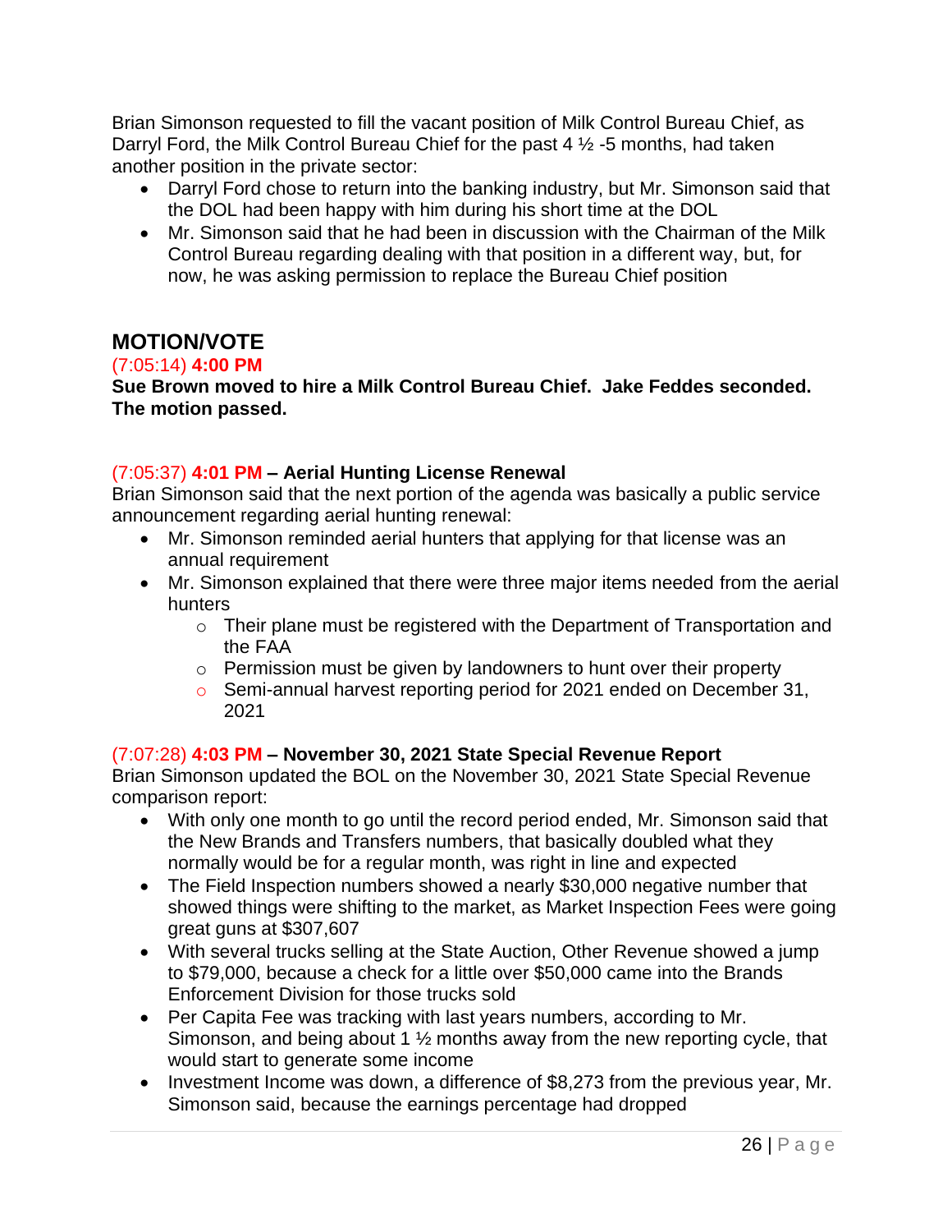Brian Simonson requested to fill the vacant position of Milk Control Bureau Chief, as Darryl Ford, the Milk Control Bureau Chief for the past 4 ½ -5 months, had taken another position in the private sector:

- Darryl Ford chose to return into the banking industry, but Mr. Simonson said that the DOL had been happy with him during his short time at the DOL
- Mr. Simonson said that he had been in discussion with the Chairman of the Milk Control Bureau regarding dealing with that position in a different way, but, for now, he was asking permission to replace the Bureau Chief position

## MOTION/VOTE

(7:05:14) **4:00 PM**

**Sue Brown moved to hire a Milk Control Bureau Chief. Jake Feddes seconded. The motion passed.**

(7:05:37) **4:01 PM – Aerial Hunting License Renewal**

Brian Simonson said that the next portion of the agenda was basically a public service announcement regarding aerial hunting renewal:

- Mr. Simonson reminded aerial hunters that applying for that license was an annual requirement
- Mr. Simonson explained that there were three major items needed from the aerial hunters
  - Their plane must be registered with the Department of Transportation and the FAA
  - Permission must be given by landowners to hunt over their property
  - Semi-annual harvest reporting period for 2021 ended on December 31, 2021

(7:07:28) **4:03 PM – November 30, 2021 State Special Revenue Report**

Brian Simonson updated the BOL on the November 30, 2021 State Special Revenue comparison report:

- With only one month to go until the record period ended, Mr. Simonson said that the New Brands and Transfers numbers, that basically doubled what they normally would be for a regular month, was right in line and expected
- The Field Inspection numbers showed a nearly $30,000 negative number that showed things were shifting to the market, as Market Inspection Fees were going great guns at $307,607
- With several trucks selling at the State Auction, Other Revenue showed a jump to $79,000, because a check for a little over $50,000 came into the Brands Enforcement Division for those trucks sold
- Per Capita Fee was tracking with last years numbers, according to Mr. Simonson, and being about 1 ½ months away from the new reporting cycle, that would start to generate some income
- Investment Income was down, a difference of $8,273 from the previous year, Mr. Simonson said, because the earnings percentage had dropped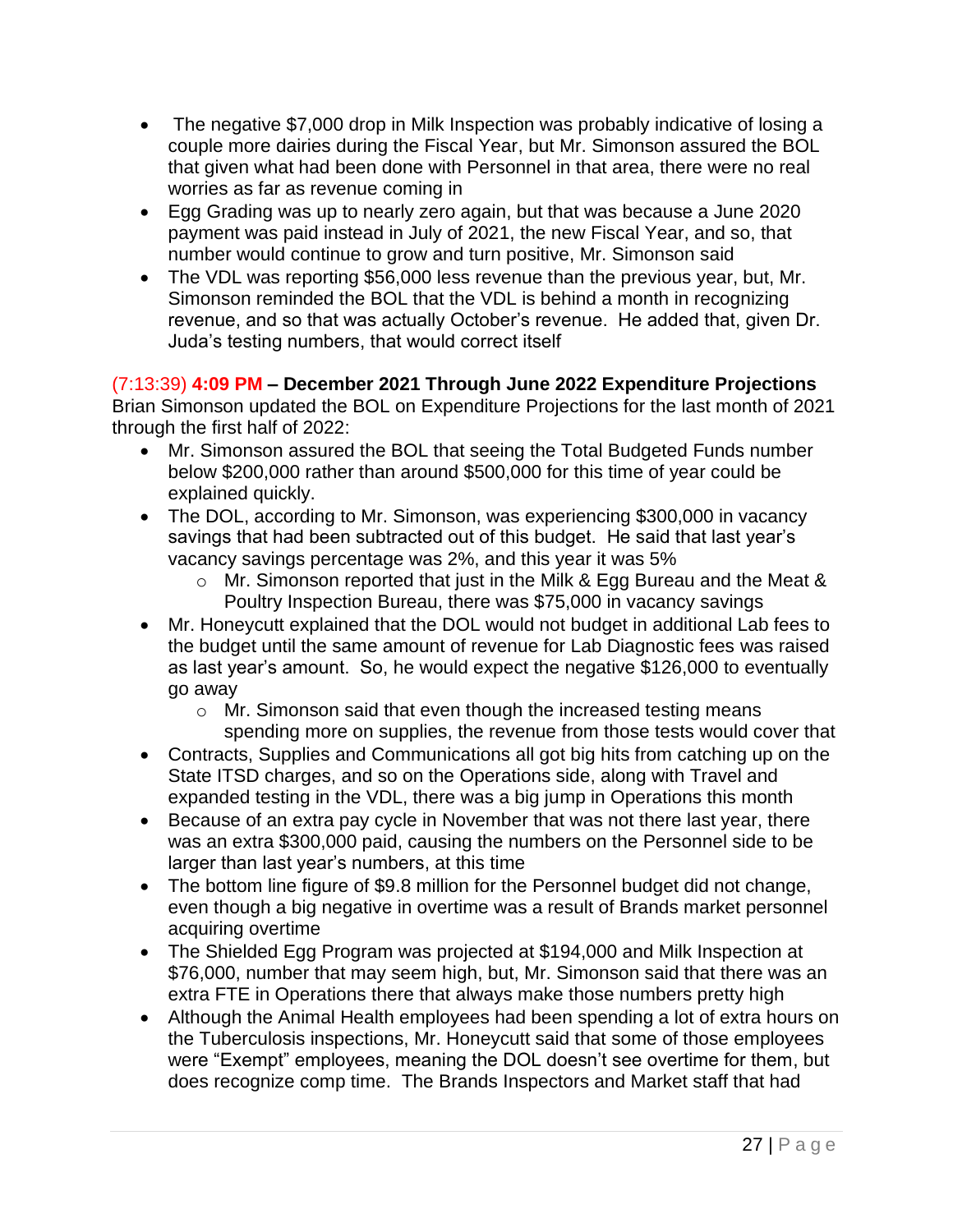- The negative $7,000 drop in Milk Inspection was probably indicative of losing a couple more dairies during the Fiscal Year, but Mr. Simonson assured the BOL that given what had been done with Personnel in that area, there were no real worries as far as revenue coming in
- Egg Grading was up to nearly zero again, but that was because a June 2020 payment was paid instead in July of 2021, the new Fiscal Year, and so, that number would continue to grow and turn positive, Mr. Simonson said
- The VDL was reporting $56,000 less revenue than the previous year, but, Mr. Simonson reminded the BOL that the VDL is behind a month in recognizing revenue, and so that was actually October's revenue. He added that, given Dr. Juda's testing numbers, that would correct itself

(7:13:39) **4:09 PM – December 2021 Through June 2022 Expenditure Projections**

Brian Simonson updated the BOL on Expenditure Projections for the last month of 2021 through the first half of 2022:

- Mr. Simonson assured the BOL that seeing the Total Budgeted Funds number below $200,000 rather than around $500,000 for this time of year could be explained quickly.
- The DOL, according to Mr. Simonson, was experiencing $300,000 in vacancy savings that had been subtracted out of this budget. He said that last year's vacancy savings percentage was 2%, and this year it was 5%
  - Mr. Simonson reported that just in the Milk & Egg Bureau and the Meat & Poultry Inspection Bureau, there was $75,000 in vacancy savings
- Mr. Honeycutt explained that the DOL would not budget in additional Lab fees to the budget until the same amount of revenue for Lab Diagnostic fees was raised as last year's amount. So, he would expect the negative $126,000 to eventually go away
  - Mr. Simonson said that even though the increased testing means spending more on supplies, the revenue from those tests would cover that
- Contracts, Supplies and Communications all got big hits from catching up on the State ITSD charges, and so on the Operations side, along with Travel and expanded testing in the VDL, there was a big jump in Operations this month
- Because of an extra pay cycle in November that was not there last year, there was an extra $300,000 paid, causing the numbers on the Personnel side to be larger than last year's numbers, at this time
- The bottom line figure of $9.8 million for the Personnel budget did not change, even though a big negative in overtime was a result of Brands market personnel acquiring overtime
- The Shielded Egg Program was projected at $194,000 and Milk Inspection at $76,000, number that may seem high, but, Mr. Simonson said that there was an extra FTE in Operations there that always make those numbers pretty high
- Although the Animal Health employees had been spending a lot of extra hours on the Tuberculosis inspections, Mr. Honeycutt said that some of those employees were "Exempt" employees, meaning the DOL doesn't see overtime for them, but does recognize comp time. The Brands Inspectors and Market staff that had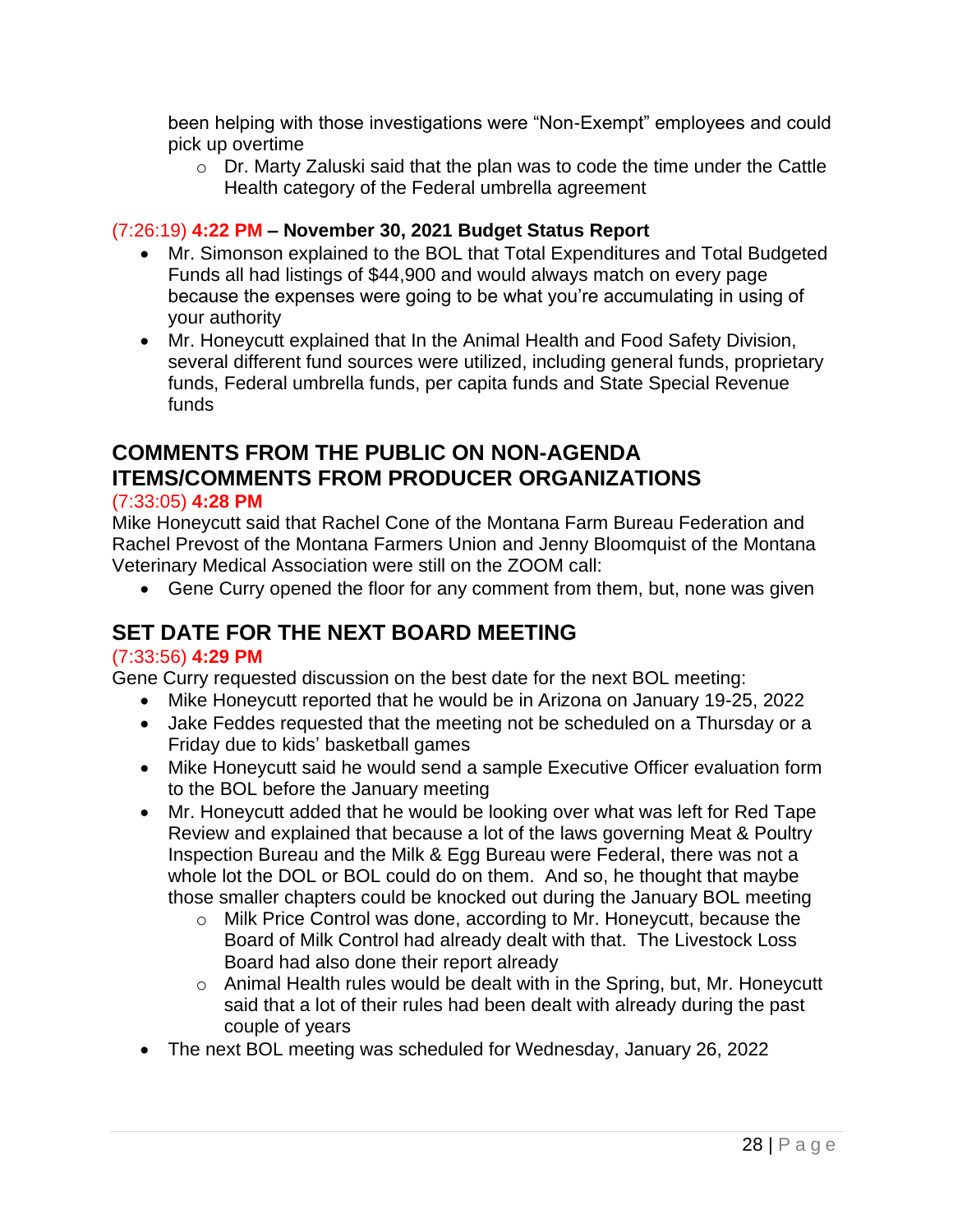been helping with those investigations were "Non-Exempt" employees and could pick up overtime

- Dr. Marty Zaluski said that the plan was to code the time under the Cattle Health category of the Federal umbrella agreement

(7:26:19) **4:22 PM – November 30, 2021 Budget Status Report**

- Mr. Simonson explained to the BOL that Total Expenditures and Total Budgeted Funds all had listings of $44,900 and would always match on every page because the expenses were going to be what you're accumulating in using of your authority
- Mr. Honeycutt explained that In the Animal Health and Food Safety Division, several different fund sources were utilized, including general funds, proprietary funds, Federal umbrella funds, per capita funds and State Special Revenue funds

## COMMENTS FROM THE PUBLIC ON NON-AGENDA ITEMS/COMMENTS FROM PRODUCER ORGANIZATIONS

(7:33:05) **4:28 PM**

Mike Honeycutt said that Rachel Cone of the Montana Farm Bureau Federation and Rachel Prevost of the Montana Farmers Union and Jenny Bloomquist of the Montana Veterinary Medical Association were still on the ZOOM call:

- Gene Curry opened the floor for any comment from them, but, none was given

## SET DATE FOR THE NEXT BOARD MEETING

(7:33:56) **4:29 PM**

Gene Curry requested discussion on the best date for the next BOL meeting:

- Mike Honeycutt reported that he would be in Arizona on January 19-25, 2022
- Jake Feddes requested that the meeting not be scheduled on a Thursday or a Friday due to kids' basketball games
- Mike Honeycutt said he would send a sample Executive Officer evaluation form to the BOL before the January meeting
- Mr. Honeycutt added that he would be looking over what was left for Red Tape Review and explained that because a lot of the laws governing Meat & Poultry Inspection Bureau and the Milk & Egg Bureau were Federal, there was not a whole lot the DOL or BOL could do on them. And so, he thought that maybe those smaller chapters could be knocked out during the January BOL meeting
  - Milk Price Control was done, according to Mr. Honeycutt, because the Board of Milk Control had already dealt with that. The Livestock Loss Board had also done their report already
  - Animal Health rules would be dealt with in the Spring, but, Mr. Honeycutt said that a lot of their rules had been dealt with already during the past couple of years
- The next BOL meeting was scheduled for Wednesday, January 26, 2022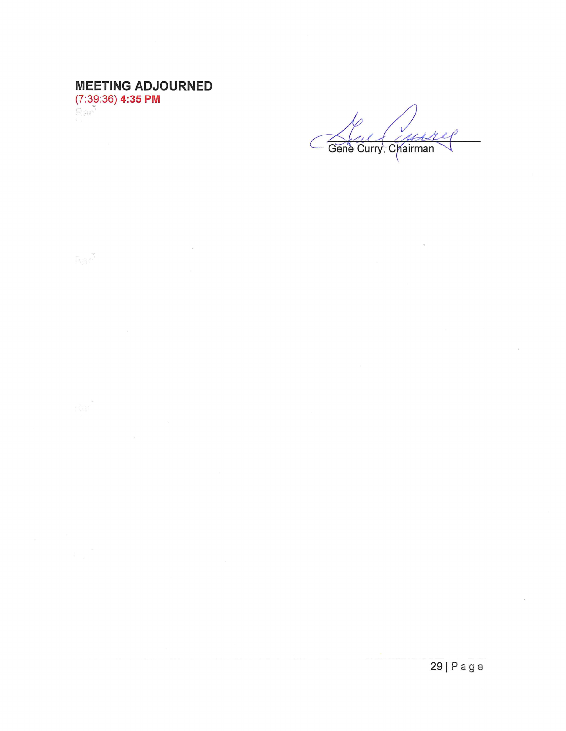**MEETING ADJOURNED**

(7:39:36) **4:35 PM**

Gene Curry, Chairman